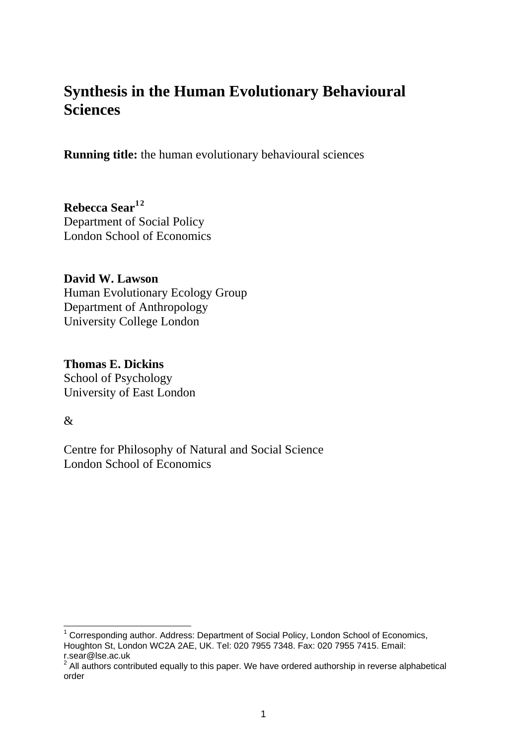# Synthesis in the Human Evolutionary Behavioural Sciences

**Running title:** the human evolutionary behavioural sciences

**Rebecca Sear**[1,2]
Department of Social Policy
London School of Economics

**David W. Lawson**
Human Evolutionary Ecology Group
Department of Anthropology
University College London

**Thomas E. Dickins**
School of Psychology
University of East London

&

Centre for Philosophy of Natural and Social Science
London School of Economics

---

[1] Corresponding author. Address: Department of Social Policy, London School of Economics, Houghton St, London WC2A 2AE, UK. Tel: 020 7955 7348. Fax: 020 7955 7415. Email: r.sear@lse.ac.uk

[2] All authors contributed equally to this paper. We have ordered authorship in reverse alphabetical order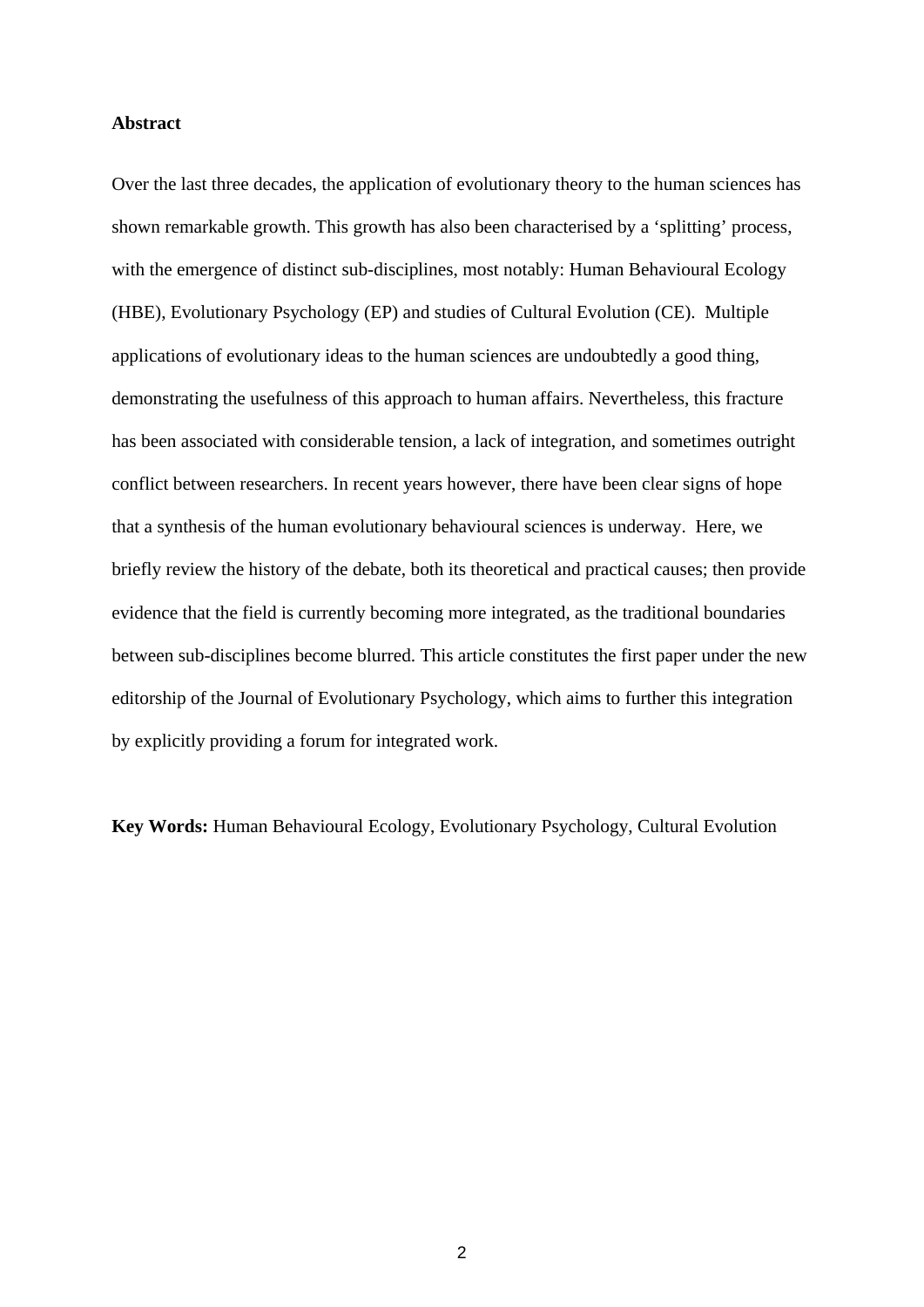## Abstract

Over the last three decades, the application of evolutionary theory to the human sciences has shown remarkable growth. This growth has also been characterised by a 'splitting' process, with the emergence of distinct sub-disciplines, most notably: Human Behavioural Ecology (HBE), Evolutionary Psychology (EP) and studies of Cultural Evolution (CE). Multiple applications of evolutionary ideas to the human sciences are undoubtedly a good thing, demonstrating the usefulness of this approach to human affairs. Nevertheless, this fracture has been associated with considerable tension, a lack of integration, and sometimes outright conflict between researchers. In recent years however, there have been clear signs of hope that a synthesis of the human evolutionary behavioural sciences is underway. Here, we briefly review the history of the debate, both its theoretical and practical causes; then provide evidence that the field is currently becoming more integrated, as the traditional boundaries between sub-disciplines become blurred. This article constitutes the first paper under the new editorship of the Journal of Evolutionary Psychology, which aims to further this integration by explicitly providing a forum for integrated work.

**Key Words:** Human Behavioural Ecology, Evolutionary Psychology, Cultural Evolution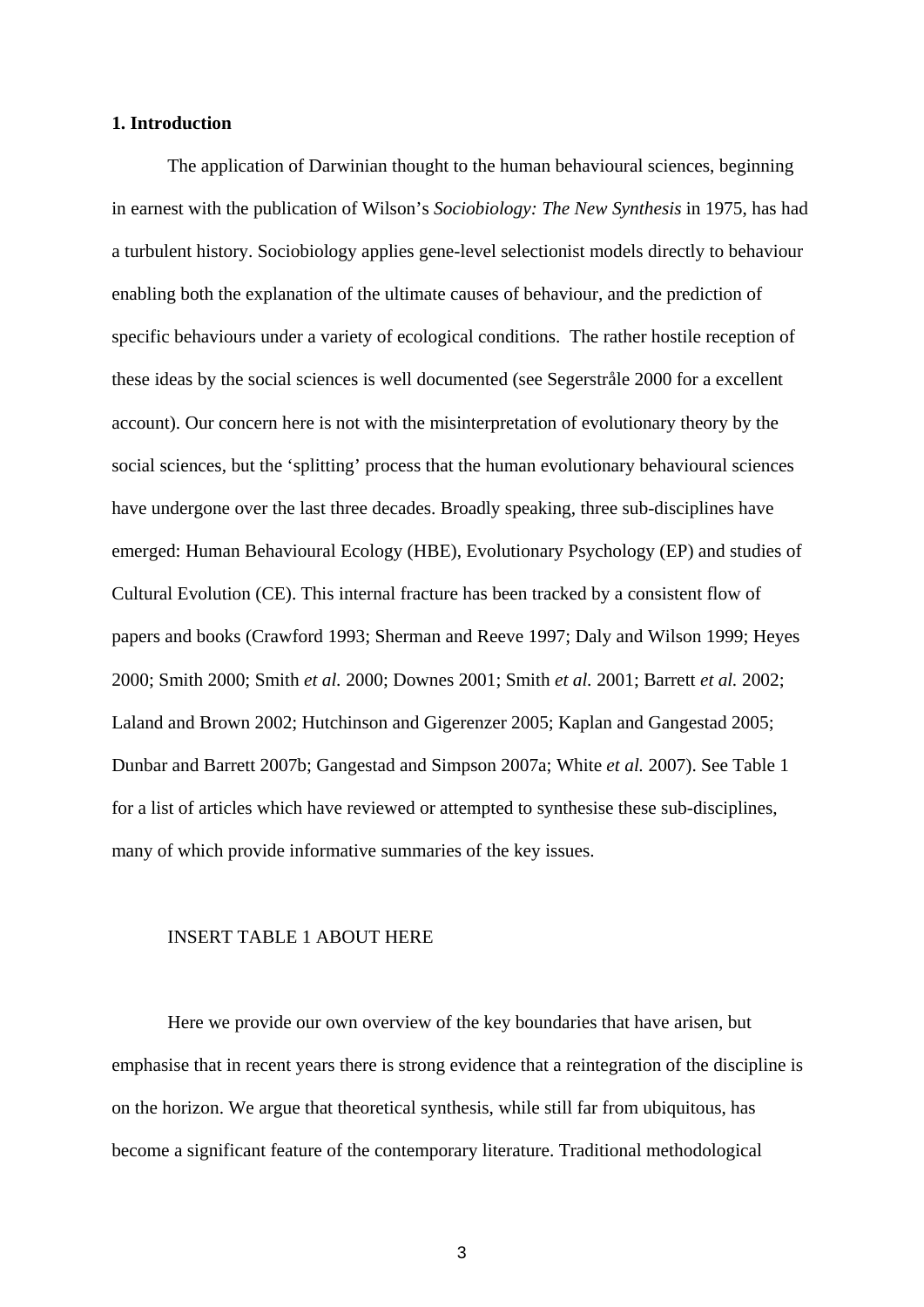## 1. Introduction

The application of Darwinian thought to the human behavioural sciences, beginning in earnest with the publication of Wilson's *Sociobiology: The New Synthesis* in 1975, has had a turbulent history. Sociobiology applies gene-level selectionist models directly to behaviour enabling both the explanation of the ultimate causes of behaviour, and the prediction of specific behaviours under a variety of ecological conditions. The rather hostile reception of these ideas by the social sciences is well documented (see Segerstråle 2000 for a excellent account). Our concern here is not with the misinterpretation of evolutionary theory by the social sciences, but the 'splitting' process that the human evolutionary behavioural sciences have undergone over the last three decades. Broadly speaking, three sub-disciplines have emerged: Human Behavioural Ecology (HBE), Evolutionary Psychology (EP) and studies of Cultural Evolution (CE). This internal fracture has been tracked by a consistent flow of papers and books (Crawford 1993; Sherman and Reeve 1997; Daly and Wilson 1999; Heyes 2000; Smith 2000; Smith *et al.* 2000; Downes 2001; Smith *et al.* 2001; Barrett *et al.* 2002; Laland and Brown 2002; Hutchinson and Gigerenzer 2005; Kaplan and Gangestad 2005; Dunbar and Barrett 2007b; Gangestad and Simpson 2007a; White *et al.* 2007). See Table 1 for a list of articles which have reviewed or attempted to synthesise these sub-disciplines, many of which provide informative summaries of the key issues.

INSERT TABLE 1 ABOUT HERE

Here we provide our own overview of the key boundaries that have arisen, but emphasise that in recent years there is strong evidence that a reintegration of the discipline is on the horizon. We argue that theoretical synthesis, while still far from ubiquitous, has become a significant feature of the contemporary literature. Traditional methodological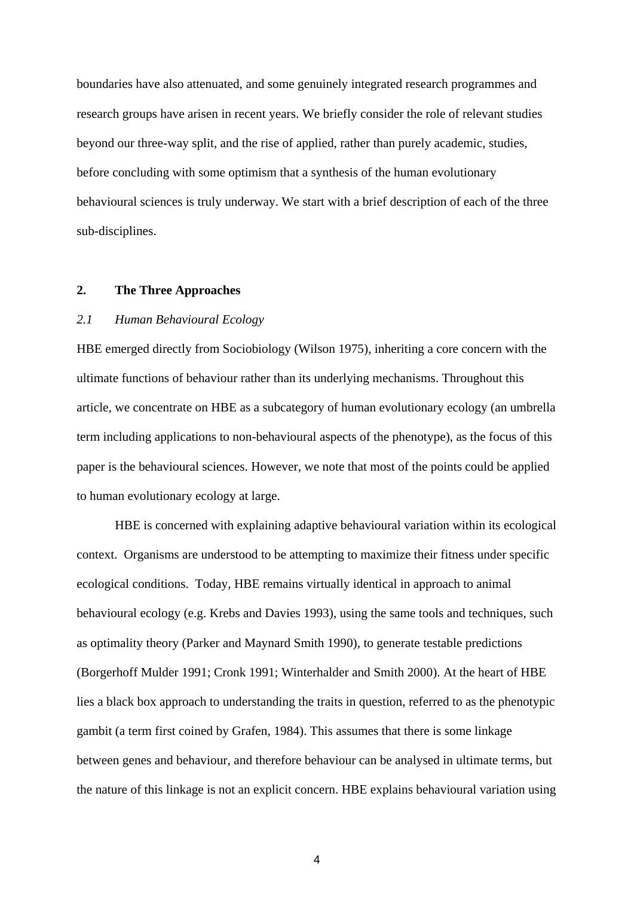boundaries have also attenuated, and some genuinely integrated research programmes and research groups have arisen in recent years. We briefly consider the role of relevant studies beyond our three-way split, and the rise of applied, rather than purely academic, studies, before concluding with some optimism that a synthesis of the human evolutionary behavioural sciences is truly underway. We start with a brief description of each of the three sub-disciplines.

## 2. The Three Approaches

### *2.1 Human Behavioural Ecology*

HBE emerged directly from Sociobiology (Wilson 1975), inheriting a core concern with the ultimate functions of behaviour rather than its underlying mechanisms. Throughout this article, we concentrate on HBE as a subcategory of human evolutionary ecology (an umbrella term including applications to non-behavioural aspects of the phenotype), as the focus of this paper is the behavioural sciences. However, we note that most of the points could be applied to human evolutionary ecology at large.

HBE is concerned with explaining adaptive behavioural variation within its ecological context. Organisms are understood to be attempting to maximize their fitness under specific ecological conditions. Today, HBE remains virtually identical in approach to animal behavioural ecology (e.g. Krebs and Davies 1993), using the same tools and techniques, such as optimality theory (Parker and Maynard Smith 1990), to generate testable predictions (Borgerhoff Mulder 1991; Cronk 1991; Winterhalder and Smith 2000). At the heart of HBE lies a black box approach to understanding the traits in question, referred to as the phenotypic gambit (a term first coined by Grafen, 1984). This assumes that there is some linkage between genes and behaviour, and therefore behaviour can be analysed in ultimate terms, but the nature of this linkage is not an explicit concern. HBE explains behavioural variation using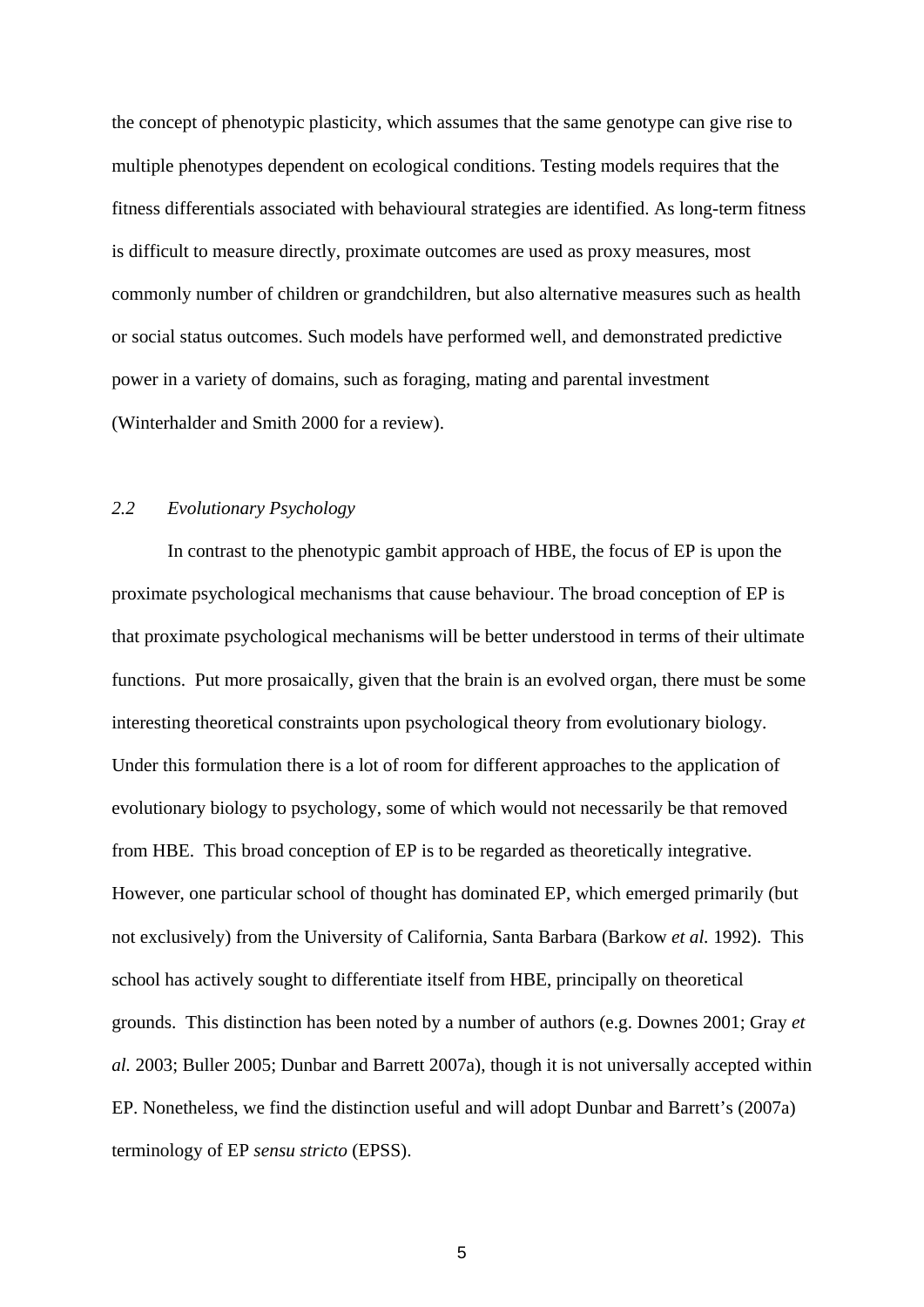the concept of phenotypic plasticity, which assumes that the same genotype can give rise to multiple phenotypes dependent on ecological conditions. Testing models requires that the fitness differentials associated with behavioural strategies are identified. As long-term fitness is difficult to measure directly, proximate outcomes are used as proxy measures, most commonly number of children or grandchildren, but also alternative measures such as health or social status outcomes. Such models have performed well, and demonstrated predictive power in a variety of domains, such as foraging, mating and parental investment (Winterhalder and Smith 2000 for a review).

### *2.2 Evolutionary Psychology*

In contrast to the phenotypic gambit approach of HBE, the focus of EP is upon the proximate psychological mechanisms that cause behaviour. The broad conception of EP is that proximate psychological mechanisms will be better understood in terms of their ultimate functions. Put more prosaically, given that the brain is an evolved organ, there must be some interesting theoretical constraints upon psychological theory from evolutionary biology. Under this formulation there is a lot of room for different approaches to the application of evolutionary biology to psychology, some of which would not necessarily be that removed from HBE. This broad conception of EP is to be regarded as theoretically integrative. However, one particular school of thought has dominated EP, which emerged primarily (but not exclusively) from the University of California, Santa Barbara (Barkow *et al.* 1992). This school has actively sought to differentiate itself from HBE, principally on theoretical grounds. This distinction has been noted by a number of authors (e.g. Downes 2001; Gray *et al.* 2003; Buller 2005; Dunbar and Barrett 2007a), though it is not universally accepted within EP. Nonetheless, we find the distinction useful and will adopt Dunbar and Barrett's (2007a) terminology of EP *sensu stricto* (EPSS).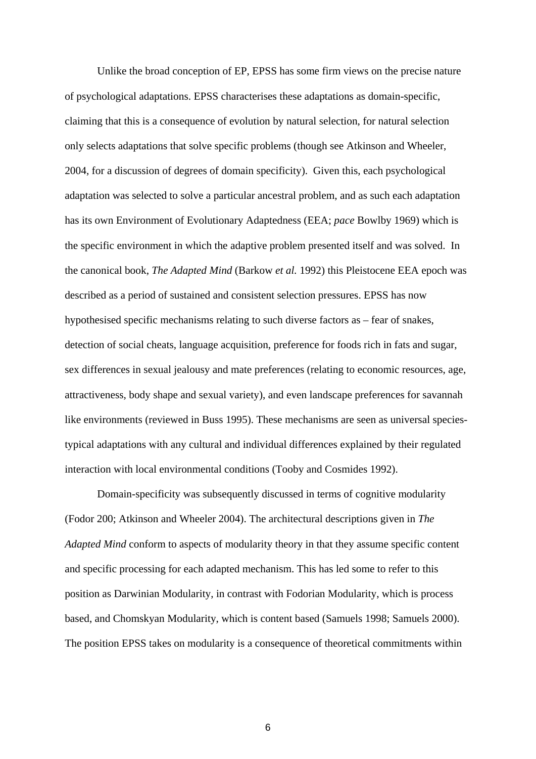Unlike the broad conception of EP, EPSS has some firm views on the precise nature of psychological adaptations. EPSS characterises these adaptations as domain-specific, claiming that this is a consequence of evolution by natural selection, for natural selection only selects adaptations that solve specific problems (though see Atkinson and Wheeler, 2004, for a discussion of degrees of domain specificity). Given this, each psychological adaptation was selected to solve a particular ancestral problem, and as such each adaptation has its own Environment of Evolutionary Adaptedness (EEA; *pace* Bowlby 1969) which is the specific environment in which the adaptive problem presented itself and was solved. In the canonical book, *The Adapted Mind* (Barkow *et al.* 1992) this Pleistocene EEA epoch was described as a period of sustained and consistent selection pressures. EPSS has now hypothesised specific mechanisms relating to such diverse factors as – fear of snakes, detection of social cheats, language acquisition, preference for foods rich in fats and sugar, sex differences in sexual jealousy and mate preferences (relating to economic resources, age, attractiveness, body shape and sexual variety), and even landscape preferences for savannah like environments (reviewed in Buss 1995). These mechanisms are seen as universal species-typical adaptations with any cultural and individual differences explained by their regulated interaction with local environmental conditions (Tooby and Cosmides 1992).

Domain-specificity was subsequently discussed in terms of cognitive modularity (Fodor 200; Atkinson and Wheeler 2004). The architectural descriptions given in *The Adapted Mind* conform to aspects of modularity theory in that they assume specific content and specific processing for each adapted mechanism. This has led some to refer to this position as Darwinian Modularity, in contrast with Fodorian Modularity, which is process based, and Chomskyan Modularity, which is content based (Samuels 1998; Samuels 2000). The position EPSS takes on modularity is a consequence of theoretical commitments within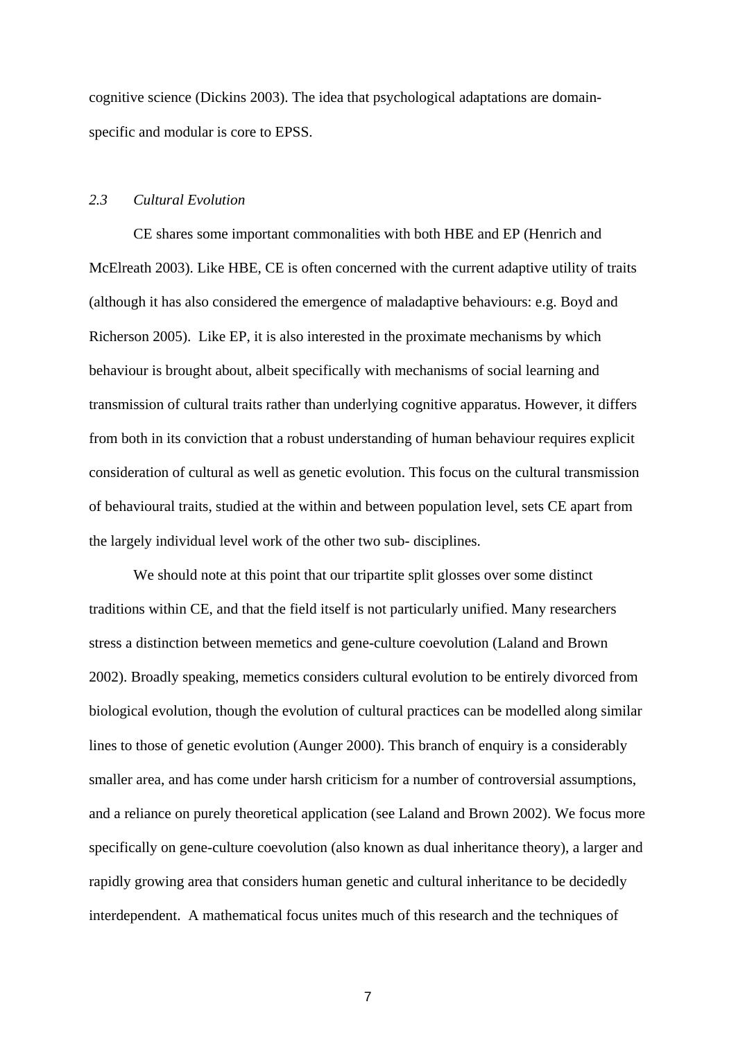cognitive science (Dickins 2003). The idea that psychological adaptations are domain-specific and modular is core to EPSS.

### *2.3 Cultural Evolution*

CE shares some important commonalities with both HBE and EP (Henrich and McElreath 2003). Like HBE, CE is often concerned with the current adaptive utility of traits (although it has also considered the emergence of maladaptive behaviours: e.g. Boyd and Richerson 2005). Like EP, it is also interested in the proximate mechanisms by which behaviour is brought about, albeit specifically with mechanisms of social learning and transmission of cultural traits rather than underlying cognitive apparatus. However, it differs from both in its conviction that a robust understanding of human behaviour requires explicit consideration of cultural as well as genetic evolution. This focus on the cultural transmission of behavioural traits, studied at the within and between population level, sets CE apart from the largely individual level work of the other two sub- disciplines.

We should note at this point that our tripartite split glosses over some distinct traditions within CE, and that the field itself is not particularly unified. Many researchers stress a distinction between memetics and gene-culture coevolution (Laland and Brown 2002). Broadly speaking, memetics considers cultural evolution to be entirely divorced from biological evolution, though the evolution of cultural practices can be modelled along similar lines to those of genetic evolution (Aunger 2000). This branch of enquiry is a considerably smaller area, and has come under harsh criticism for a number of controversial assumptions, and a reliance on purely theoretical application (see Laland and Brown 2002). We focus more specifically on gene-culture coevolution (also known as dual inheritance theory), a larger and rapidly growing area that considers human genetic and cultural inheritance to be decidedly interdependent. A mathematical focus unites much of this research and the techniques of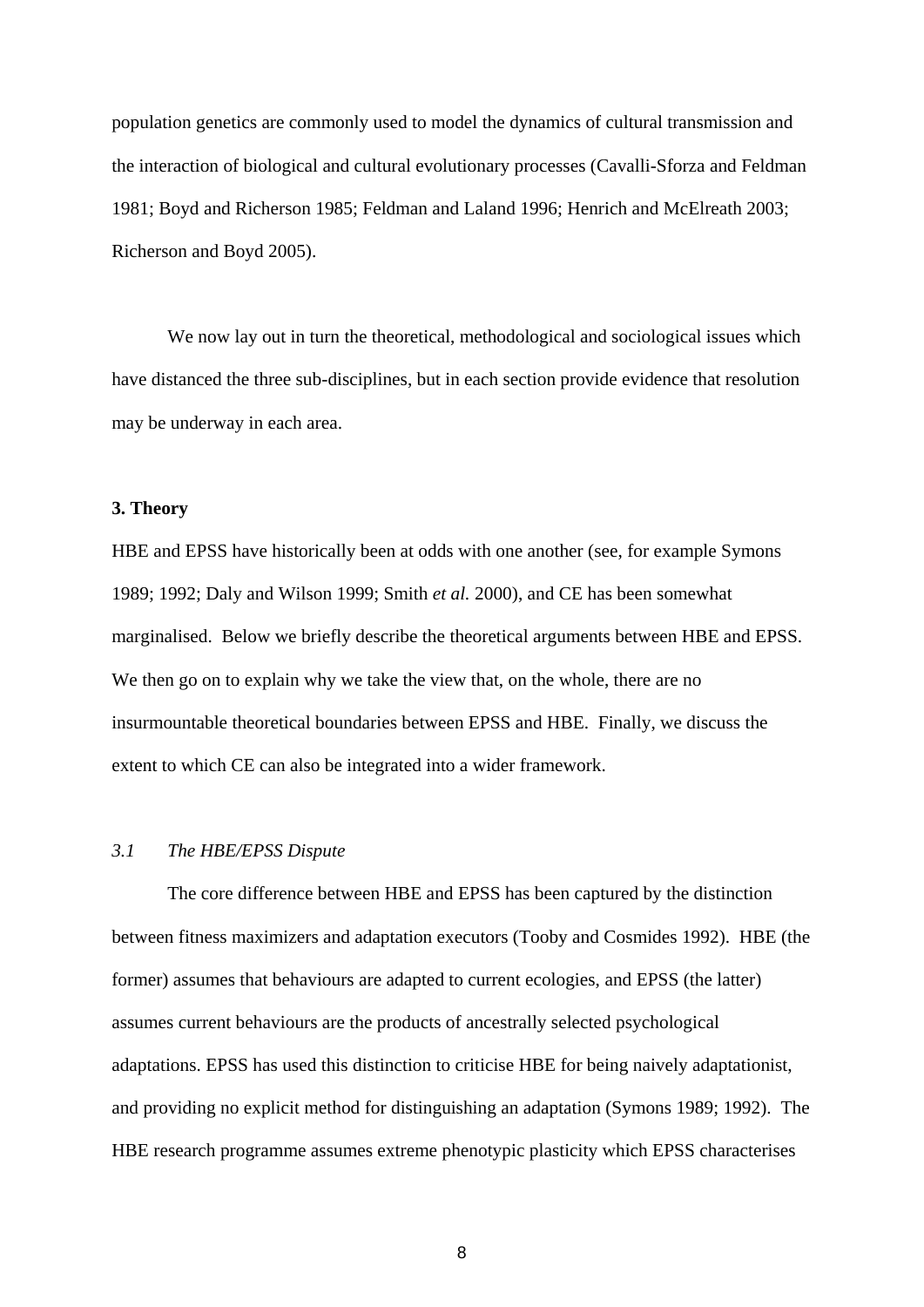population genetics are commonly used to model the dynamics of cultural transmission and the interaction of biological and cultural evolutionary processes (Cavalli-Sforza and Feldman 1981; Boyd and Richerson 1985; Feldman and Laland 1996; Henrich and McElreath 2003; Richerson and Boyd 2005).

We now lay out in turn the theoretical, methodological and sociological issues which have distanced the three sub-disciplines, but in each section provide evidence that resolution may be underway in each area.

## 3. Theory

HBE and EPSS have historically been at odds with one another (see, for example Symons 1989; 1992; Daly and Wilson 1999; Smith *et al.* 2000), and CE has been somewhat marginalised. Below we briefly describe the theoretical arguments between HBE and EPSS. We then go on to explain why we take the view that, on the whole, there are no insurmountable theoretical boundaries between EPSS and HBE. Finally, we discuss the extent to which CE can also be integrated into a wider framework.

### *3.1 The HBE/EPSS Dispute*

The core difference between HBE and EPSS has been captured by the distinction between fitness maximizers and adaptation executors (Tooby and Cosmides 1992). HBE (the former) assumes that behaviours are adapted to current ecologies, and EPSS (the latter) assumes current behaviours are the products of ancestrally selected psychological adaptations. EPSS has used this distinction to criticise HBE for being naively adaptationist, and providing no explicit method for distinguishing an adaptation (Symons 1989; 1992). The HBE research programme assumes extreme phenotypic plasticity which EPSS characterises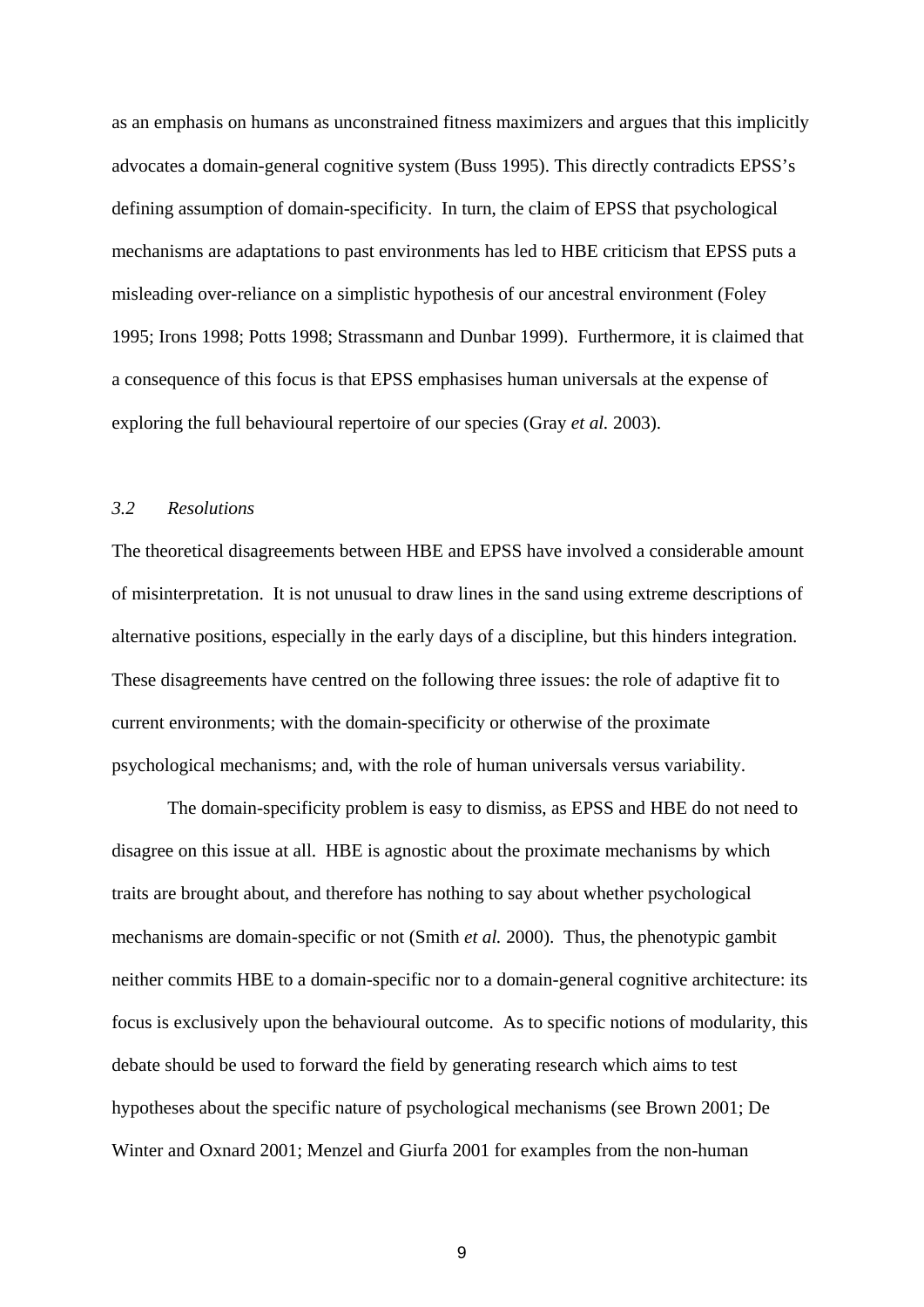as an emphasis on humans as unconstrained fitness maximizers and argues that this implicitly advocates a domain-general cognitive system (Buss 1995). This directly contradicts EPSS's defining assumption of domain-specificity. In turn, the claim of EPSS that psychological mechanisms are adaptations to past environments has led to HBE criticism that EPSS puts a misleading over-reliance on a simplistic hypothesis of our ancestral environment (Foley 1995; Irons 1998; Potts 1998; Strassmann and Dunbar 1999). Furthermore, it is claimed that a consequence of this focus is that EPSS emphasises human universals at the expense of exploring the full behavioural repertoire of our species (Gray *et al.* 2003).

### *3.2 Resolutions*

The theoretical disagreements between HBE and EPSS have involved a considerable amount of misinterpretation. It is not unusual to draw lines in the sand using extreme descriptions of alternative positions, especially in the early days of a discipline, but this hinders integration. These disagreements have centred on the following three issues: the role of adaptive fit to current environments; with the domain-specificity or otherwise of the proximate psychological mechanisms; and, with the role of human universals versus variability.

The domain-specificity problem is easy to dismiss, as EPSS and HBE do not need to disagree on this issue at all. HBE is agnostic about the proximate mechanisms by which traits are brought about, and therefore has nothing to say about whether psychological mechanisms are domain-specific or not (Smith *et al.* 2000). Thus, the phenotypic gambit neither commits HBE to a domain-specific nor to a domain-general cognitive architecture: its focus is exclusively upon the behavioural outcome. As to specific notions of modularity, this debate should be used to forward the field by generating research which aims to test hypotheses about the specific nature of psychological mechanisms (see Brown 2001; De Winter and Oxnard 2001; Menzel and Giurfa 2001 for examples from the non-human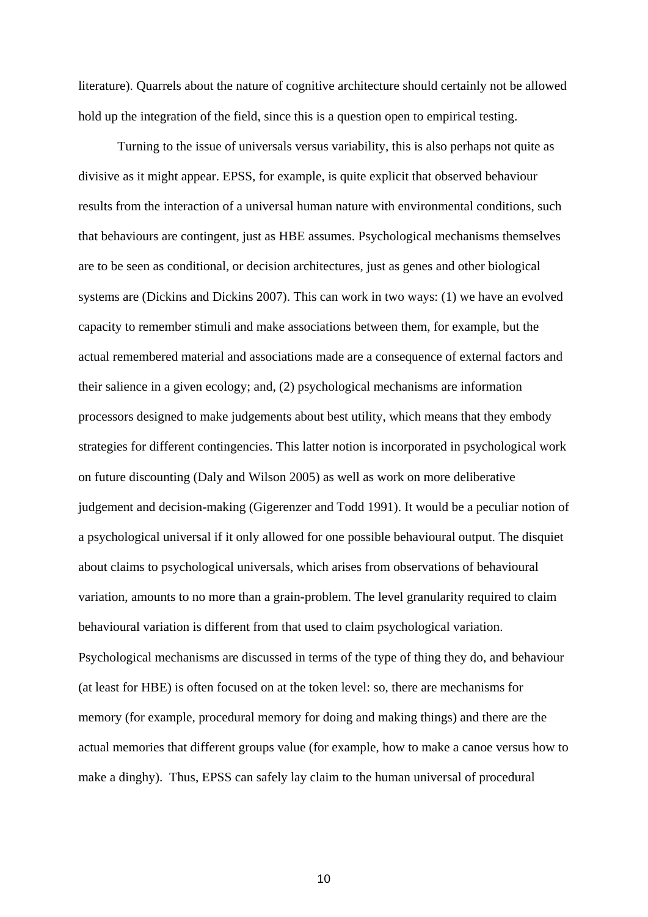literature). Quarrels about the nature of cognitive architecture should certainly not be allowed hold up the integration of the field, since this is a question open to empirical testing.

Turning to the issue of universals versus variability, this is also perhaps not quite as divisive as it might appear. EPSS, for example, is quite explicit that observed behaviour results from the interaction of a universal human nature with environmental conditions, such that behaviours are contingent, just as HBE assumes. Psychological mechanisms themselves are to be seen as conditional, or decision architectures, just as genes and other biological systems are (Dickins and Dickins 2007). This can work in two ways: (1) we have an evolved capacity to remember stimuli and make associations between them, for example, but the actual remembered material and associations made are a consequence of external factors and their salience in a given ecology; and, (2) psychological mechanisms are information processors designed to make judgements about best utility, which means that they embody strategies for different contingencies. This latter notion is incorporated in psychological work on future discounting (Daly and Wilson 2005) as well as work on more deliberative judgement and decision-making (Gigerenzer and Todd 1991). It would be a peculiar notion of a psychological universal if it only allowed for one possible behavioural output. The disquiet about claims to psychological universals, which arises from observations of behavioural variation, amounts to no more than a grain-problem. The level granularity required to claim behavioural variation is different from that used to claim psychological variation. Psychological mechanisms are discussed in terms of the type of thing they do, and behaviour (at least for HBE) is often focused on at the token level: so, there are mechanisms for memory (for example, procedural memory for doing and making things) and there are the actual memories that different groups value (for example, how to make a canoe versus how to make a dinghy). Thus, EPSS can safely lay claim to the human universal of procedural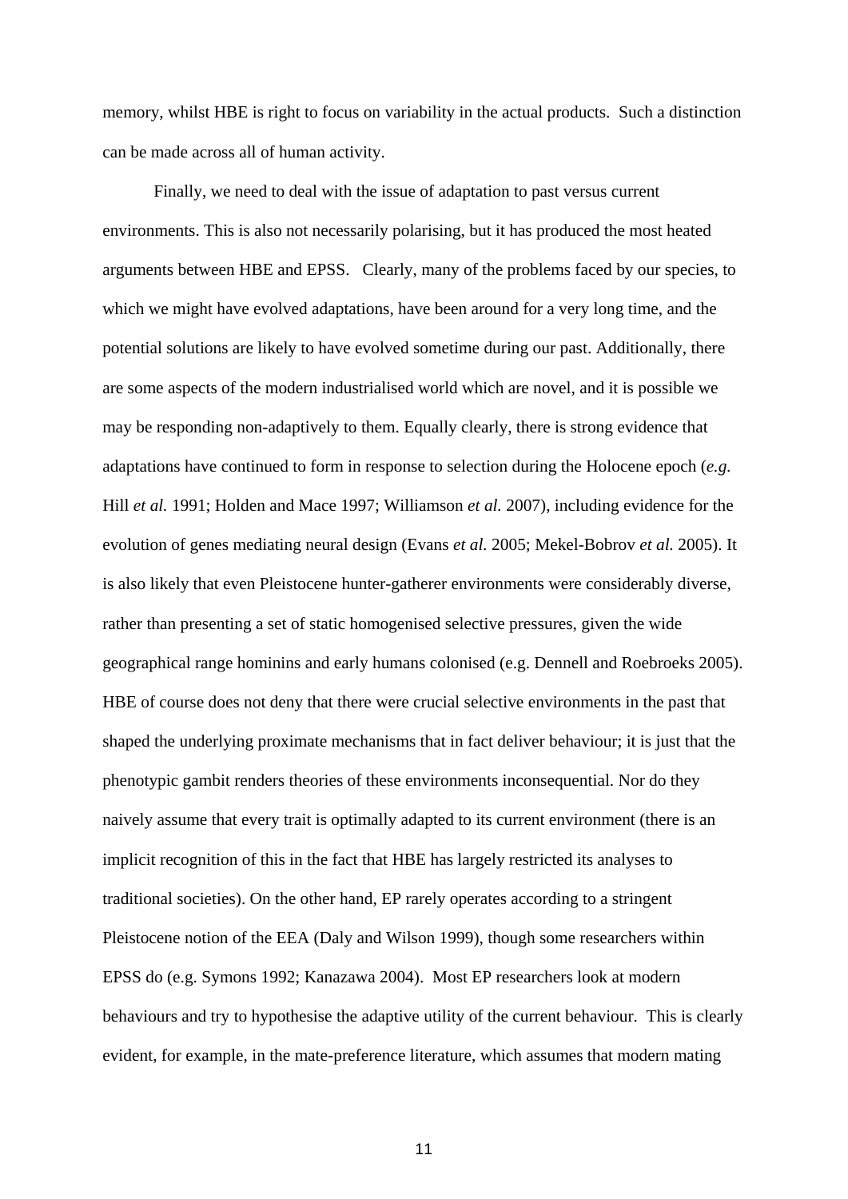memory, whilst HBE is right to focus on variability in the actual products. Such a distinction can be made across all of human activity.

Finally, we need to deal with the issue of adaptation to past versus current environments. This is also not necessarily polarising, but it has produced the most heated arguments between HBE and EPSS. Clearly, many of the problems faced by our species, to which we might have evolved adaptations, have been around for a very long time, and the potential solutions are likely to have evolved sometime during our past. Additionally, there are some aspects of the modern industrialised world which are novel, and it is possible we may be responding non-adaptively to them. Equally clearly, there is strong evidence that adaptations have continued to form in response to selection during the Holocene epoch (*e.g.* Hill *et al.* 1991; Holden and Mace 1997; Williamson *et al.* 2007), including evidence for the evolution of genes mediating neural design (Evans *et al.* 2005; Mekel-Bobrov *et al.* 2005). It is also likely that even Pleistocene hunter-gatherer environments were considerably diverse, rather than presenting a set of static homogenised selective pressures, given the wide geographical range hominins and early humans colonised (e.g. Dennell and Roebroeks 2005). HBE of course does not deny that there were crucial selective environments in the past that shaped the underlying proximate mechanisms that in fact deliver behaviour; it is just that the phenotypic gambit renders theories of these environments inconsequential. Nor do they naively assume that every trait is optimally adapted to its current environment (there is an implicit recognition of this in the fact that HBE has largely restricted its analyses to traditional societies). On the other hand, EP rarely operates according to a stringent Pleistocene notion of the EEA (Daly and Wilson 1999), though some researchers within EPSS do (e.g. Symons 1992; Kanazawa 2004). Most EP researchers look at modern behaviours and try to hypothesise the adaptive utility of the current behaviour. This is clearly evident, for example, in the mate-preference literature, which assumes that modern mating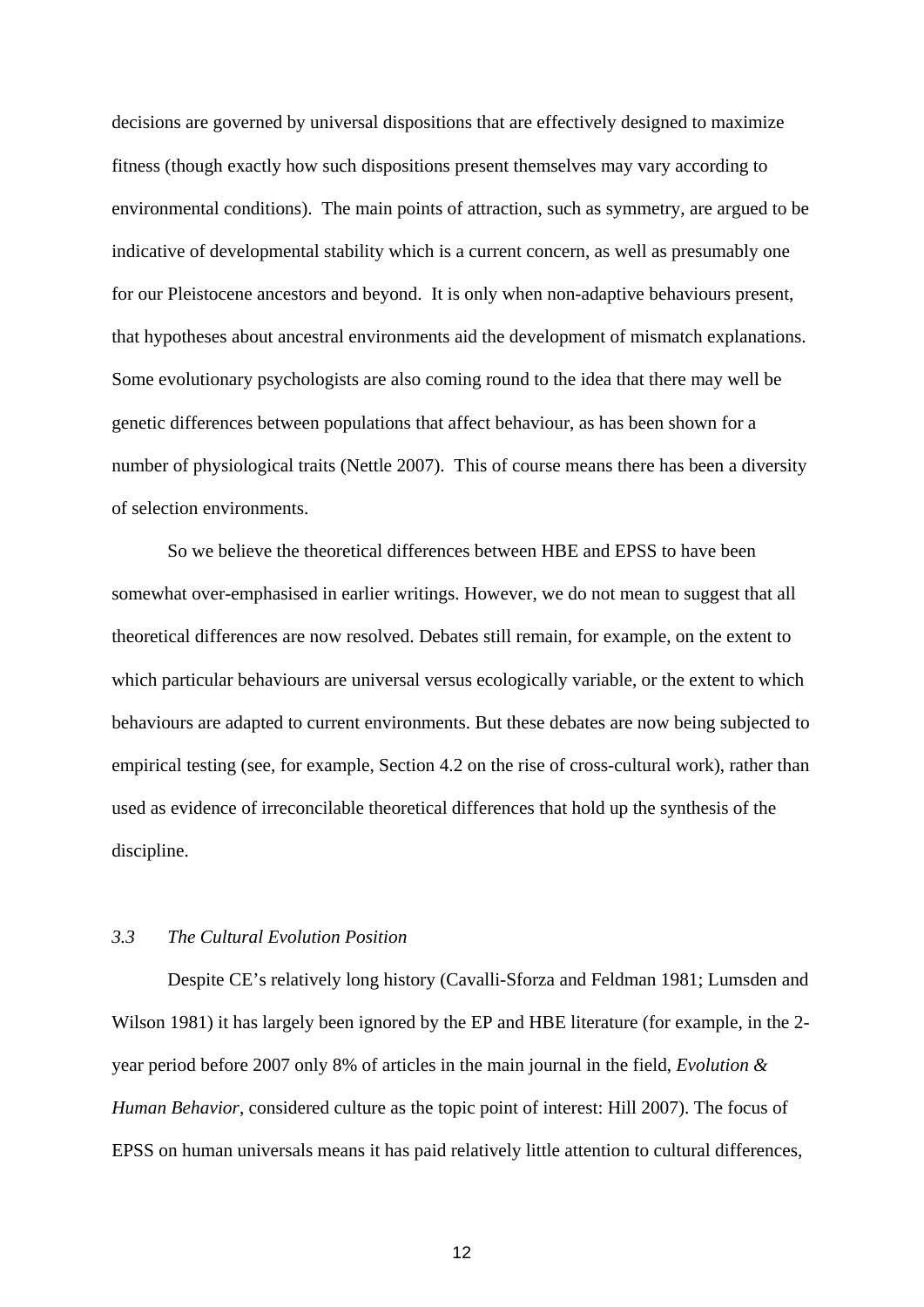decisions are governed by universal dispositions that are effectively designed to maximize fitness (though exactly how such dispositions present themselves may vary according to environmental conditions). The main points of attraction, such as symmetry, are argued to be indicative of developmental stability which is a current concern, as well as presumably one for our Pleistocene ancestors and beyond. It is only when non-adaptive behaviours present, that hypotheses about ancestral environments aid the development of mismatch explanations. Some evolutionary psychologists are also coming round to the idea that there may well be genetic differences between populations that affect behaviour, as has been shown for a number of physiological traits (Nettle 2007). This of course means there has been a diversity of selection environments.

So we believe the theoretical differences between HBE and EPSS to have been somewhat over-emphasised in earlier writings. However, we do not mean to suggest that all theoretical differences are now resolved. Debates still remain, for example, on the extent to which particular behaviours are universal versus ecologically variable, or the extent to which behaviours are adapted to current environments. But these debates are now being subjected to empirical testing (see, for example, Section 4.2 on the rise of cross-cultural work), rather than used as evidence of irreconcilable theoretical differences that hold up the synthesis of the discipline.

### *3.3 The Cultural Evolution Position*

Despite CE's relatively long history (Cavalli-Sforza and Feldman 1981; Lumsden and Wilson 1981) it has largely been ignored by the EP and HBE literature (for example, in the 2-year period before 2007 only 8% of articles in the main journal in the field, *Evolution & Human Behavior*, considered culture as the topic point of interest: Hill 2007). The focus of EPSS on human universals means it has paid relatively little attention to cultural differences,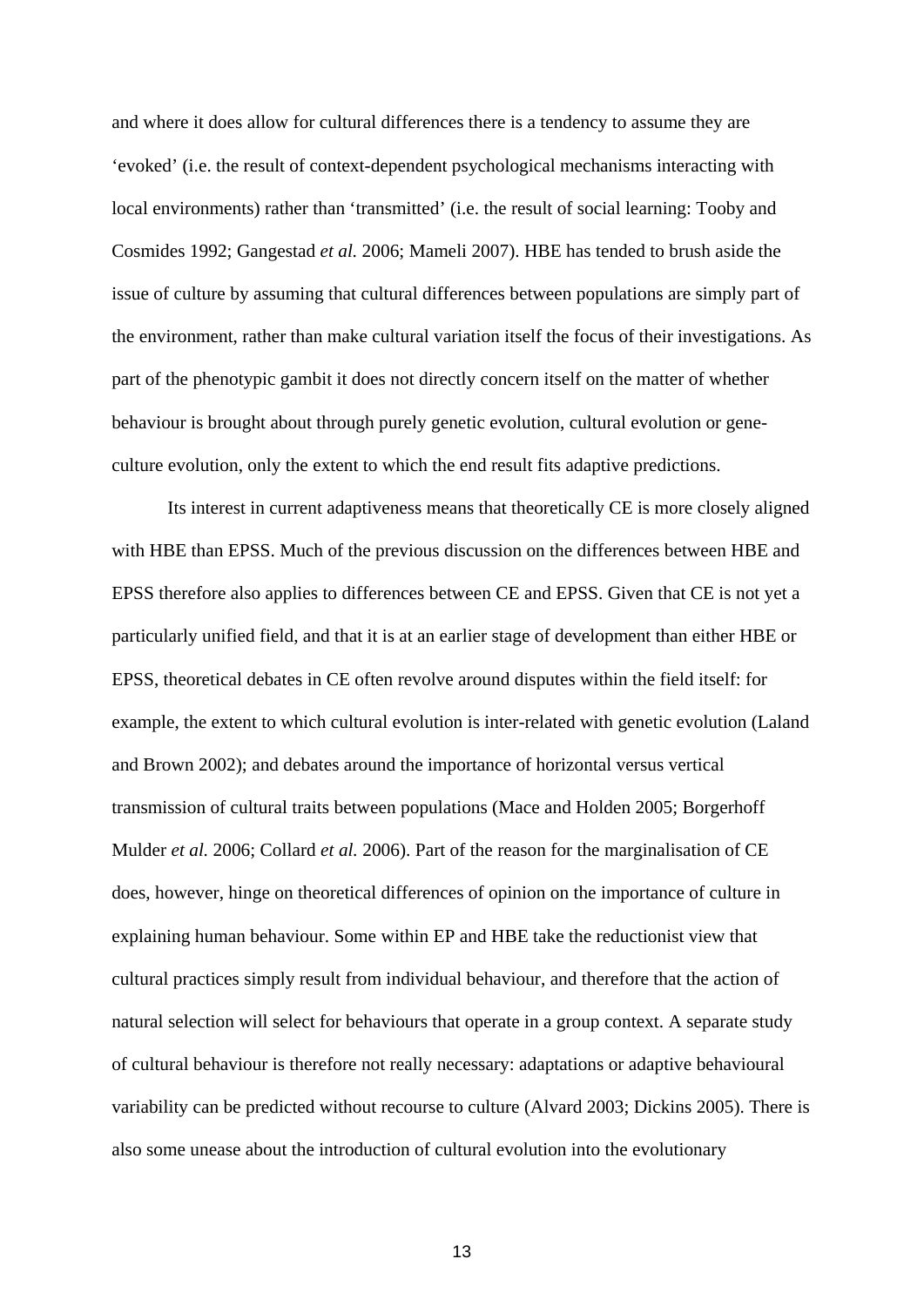and where it does allow for cultural differences there is a tendency to assume they are 'evoked' (i.e. the result of context-dependent psychological mechanisms interacting with local environments) rather than 'transmitted' (i.e. the result of social learning: Tooby and Cosmides 1992; Gangestad *et al.* 2006; Mameli 2007). HBE has tended to brush aside the issue of culture by assuming that cultural differences between populations are simply part of the environment, rather than make cultural variation itself the focus of their investigations. As part of the phenotypic gambit it does not directly concern itself on the matter of whether behaviour is brought about through purely genetic evolution, cultural evolution or gene-culture evolution, only the extent to which the end result fits adaptive predictions.

Its interest in current adaptiveness means that theoretically CE is more closely aligned with HBE than EPSS. Much of the previous discussion on the differences between HBE and EPSS therefore also applies to differences between CE and EPSS. Given that CE is not yet a particularly unified field, and that it is at an earlier stage of development than either HBE or EPSS, theoretical debates in CE often revolve around disputes within the field itself: for example, the extent to which cultural evolution is inter-related with genetic evolution (Laland and Brown 2002); and debates around the importance of horizontal versus vertical transmission of cultural traits between populations (Mace and Holden 2005; Borgerhoff Mulder *et al.* 2006; Collard *et al.* 2006). Part of the reason for the marginalisation of CE does, however, hinge on theoretical differences of opinion on the importance of culture in explaining human behaviour. Some within EP and HBE take the reductionist view that cultural practices simply result from individual behaviour, and therefore that the action of natural selection will select for behaviours that operate in a group context. A separate study of cultural behaviour is therefore not really necessary: adaptations or adaptive behavioural variability can be predicted without recourse to culture (Alvard 2003; Dickins 2005). There is also some unease about the introduction of cultural evolution into the evolutionary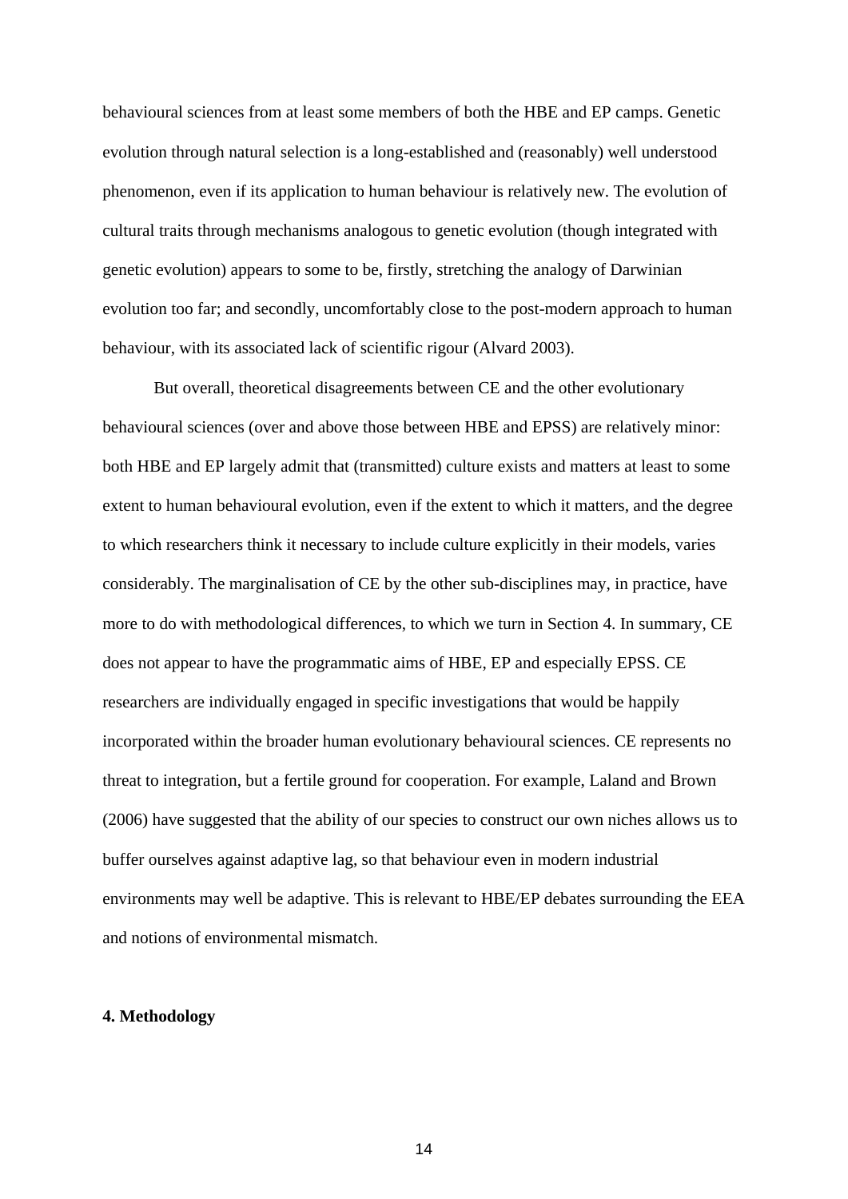behavioural sciences from at least some members of both the HBE and EP camps. Genetic evolution through natural selection is a long-established and (reasonably) well understood phenomenon, even if its application to human behaviour is relatively new. The evolution of cultural traits through mechanisms analogous to genetic evolution (though integrated with genetic evolution) appears to some to be, firstly, stretching the analogy of Darwinian evolution too far; and secondly, uncomfortably close to the post-modern approach to human behaviour, with its associated lack of scientific rigour (Alvard 2003).

But overall, theoretical disagreements between CE and the other evolutionary behavioural sciences (over and above those between HBE and EPSS) are relatively minor: both HBE and EP largely admit that (transmitted) culture exists and matters at least to some extent to human behavioural evolution, even if the extent to which it matters, and the degree to which researchers think it necessary to include culture explicitly in their models, varies considerably. The marginalisation of CE by the other sub-disciplines may, in practice, have more to do with methodological differences, to which we turn in Section 4. In summary, CE does not appear to have the programmatic aims of HBE, EP and especially EPSS. CE researchers are individually engaged in specific investigations that would be happily incorporated within the broader human evolutionary behavioural sciences. CE represents no threat to integration, but a fertile ground for cooperation. For example, Laland and Brown (2006) have suggested that the ability of our species to construct our own niches allows us to buffer ourselves against adaptive lag, so that behaviour even in modern industrial environments may well be adaptive. This is relevant to HBE/EP debates surrounding the EEA and notions of environmental mismatch.

## 4. Methodology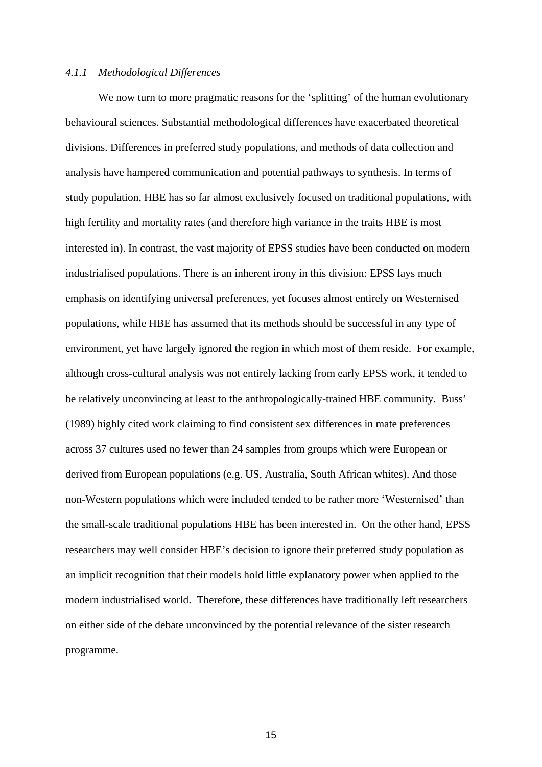#### *4.1.1 Methodological Differences*

We now turn to more pragmatic reasons for the 'splitting' of the human evolutionary behavioural sciences. Substantial methodological differences have exacerbated theoretical divisions. Differences in preferred study populations, and methods of data collection and analysis have hampered communication and potential pathways to synthesis. In terms of study population, HBE has so far almost exclusively focused on traditional populations, with high fertility and mortality rates (and therefore high variance in the traits HBE is most interested in). In contrast, the vast majority of EPSS studies have been conducted on modern industrialised populations. There is an inherent irony in this division: EPSS lays much emphasis on identifying universal preferences, yet focuses almost entirely on Westernised populations, while HBE has assumed that its methods should be successful in any type of environment, yet have largely ignored the region in which most of them reside. For example, although cross-cultural analysis was not entirely lacking from early EPSS work, it tended to be relatively unconvincing at least to the anthropologically-trained HBE community. Buss' (1989) highly cited work claiming to find consistent sex differences in mate preferences across 37 cultures used no fewer than 24 samples from groups which were European or derived from European populations (e.g. US, Australia, South African whites). And those non-Western populations which were included tended to be rather more 'Westernised' than the small-scale traditional populations HBE has been interested in. On the other hand, EPSS researchers may well consider HBE's decision to ignore their preferred study population as an implicit recognition that their models hold little explanatory power when applied to the modern industrialised world. Therefore, these differences have traditionally left researchers on either side of the debate unconvinced by the potential relevance of the sister research programme.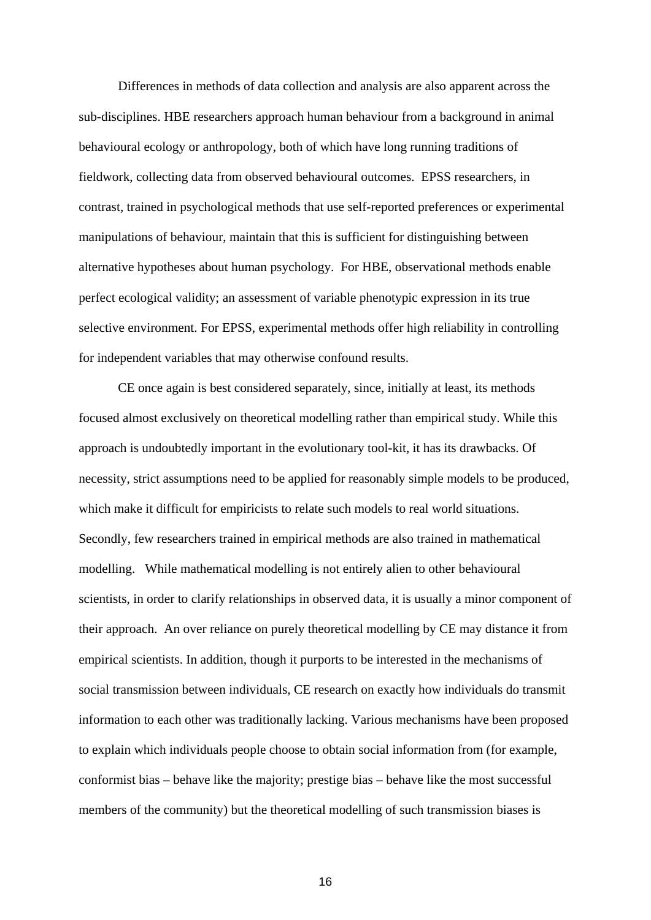Differences in methods of data collection and analysis are also apparent across the sub-disciplines. HBE researchers approach human behaviour from a background in animal behavioural ecology or anthropology, both of which have long running traditions of fieldwork, collecting data from observed behavioural outcomes. EPSS researchers, in contrast, trained in psychological methods that use self-reported preferences or experimental manipulations of behaviour, maintain that this is sufficient for distinguishing between alternative hypotheses about human psychology. For HBE, observational methods enable perfect ecological validity; an assessment of variable phenotypic expression in its true selective environment. For EPSS, experimental methods offer high reliability in controlling for independent variables that may otherwise confound results.

CE once again is best considered separately, since, initially at least, its methods focused almost exclusively on theoretical modelling rather than empirical study. While this approach is undoubtedly important in the evolutionary tool-kit, it has its drawbacks. Of necessity, strict assumptions need to be applied for reasonably simple models to be produced, which make it difficult for empiricists to relate such models to real world situations. Secondly, few researchers trained in empirical methods are also trained in mathematical modelling. While mathematical modelling is not entirely alien to other behavioural scientists, in order to clarify relationships in observed data, it is usually a minor component of their approach. An over reliance on purely theoretical modelling by CE may distance it from empirical scientists. In addition, though it purports to be interested in the mechanisms of social transmission between individuals, CE research on exactly how individuals do transmit information to each other was traditionally lacking. Various mechanisms have been proposed to explain which individuals people choose to obtain social information from (for example, conformist bias – behave like the majority; prestige bias – behave like the most successful members of the community) but the theoretical modelling of such transmission biases is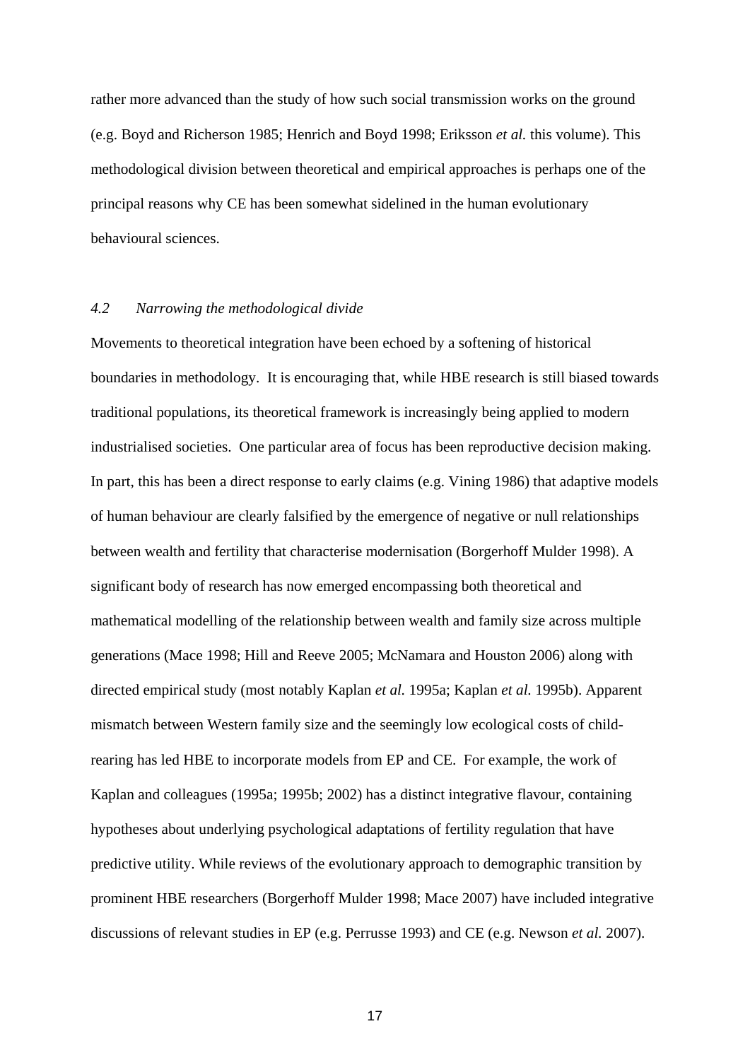rather more advanced than the study of how such social transmission works on the ground (e.g. Boyd and Richerson 1985; Henrich and Boyd 1998; Eriksson *et al.* this volume). This methodological division between theoretical and empirical approaches is perhaps one of the principal reasons why CE has been somewhat sidelined in the human evolutionary behavioural sciences.

### *4.2 Narrowing the methodological divide*

Movements to theoretical integration have been echoed by a softening of historical boundaries in methodology. It is encouraging that, while HBE research is still biased towards traditional populations, its theoretical framework is increasingly being applied to modern industrialised societies. One particular area of focus has been reproductive decision making. In part, this has been a direct response to early claims (e.g. Vining 1986) that adaptive models of human behaviour are clearly falsified by the emergence of negative or null relationships between wealth and fertility that characterise modernisation (Borgerhoff Mulder 1998). A significant body of research has now emerged encompassing both theoretical and mathematical modelling of the relationship between wealth and family size across multiple generations (Mace 1998; Hill and Reeve 2005; McNamara and Houston 2006) along with directed empirical study (most notably Kaplan *et al.* 1995a; Kaplan *et al.* 1995b). Apparent mismatch between Western family size and the seemingly low ecological costs of child-rearing has led HBE to incorporate models from EP and CE. For example, the work of Kaplan and colleagues (1995a; 1995b; 2002) has a distinct integrative flavour, containing hypotheses about underlying psychological adaptations of fertility regulation that have predictive utility. While reviews of the evolutionary approach to demographic transition by prominent HBE researchers (Borgerhoff Mulder 1998; Mace 2007) have included integrative discussions of relevant studies in EP (e.g. Perrusse 1993) and CE (e.g. Newson *et al.* 2007).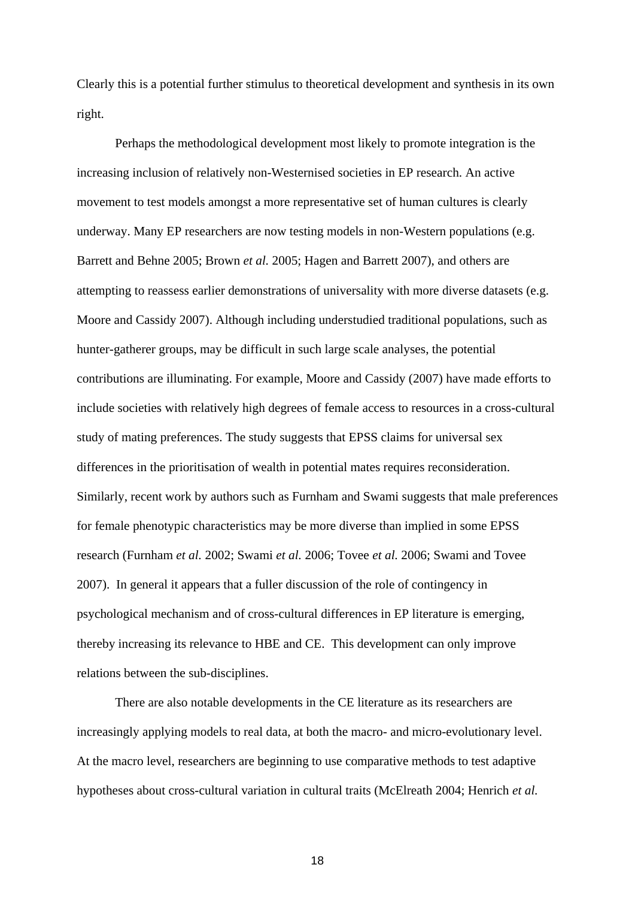Clearly this is a potential further stimulus to theoretical development and synthesis in its own right.

Perhaps the methodological development most likely to promote integration is the increasing inclusion of relatively non-Westernised societies in EP research. An active movement to test models amongst a more representative set of human cultures is clearly underway. Many EP researchers are now testing models in non-Western populations (e.g. Barrett and Behne 2005; Brown *et al.* 2005; Hagen and Barrett 2007), and others are attempting to reassess earlier demonstrations of universality with more diverse datasets (e.g. Moore and Cassidy 2007). Although including understudied traditional populations, such as hunter-gatherer groups, may be difficult in such large scale analyses, the potential contributions are illuminating. For example, Moore and Cassidy (2007) have made efforts to include societies with relatively high degrees of female access to resources in a cross-cultural study of mating preferences. The study suggests that EPSS claims for universal sex differences in the prioritisation of wealth in potential mates requires reconsideration. Similarly, recent work by authors such as Furnham and Swami suggests that male preferences for female phenotypic characteristics may be more diverse than implied in some EPSS research (Furnham *et al.* 2002; Swami *et al.* 2006; Tovee *et al.* 2006; Swami and Tovee 2007). In general it appears that a fuller discussion of the role of contingency in psychological mechanism and of cross-cultural differences in EP literature is emerging, thereby increasing its relevance to HBE and CE. This development can only improve relations between the sub-disciplines.

There are also notable developments in the CE literature as its researchers are increasingly applying models to real data, at both the macro- and micro-evolutionary level. At the macro level, researchers are beginning to use comparative methods to test adaptive hypotheses about cross-cultural variation in cultural traits (McElreath 2004; Henrich *et al.*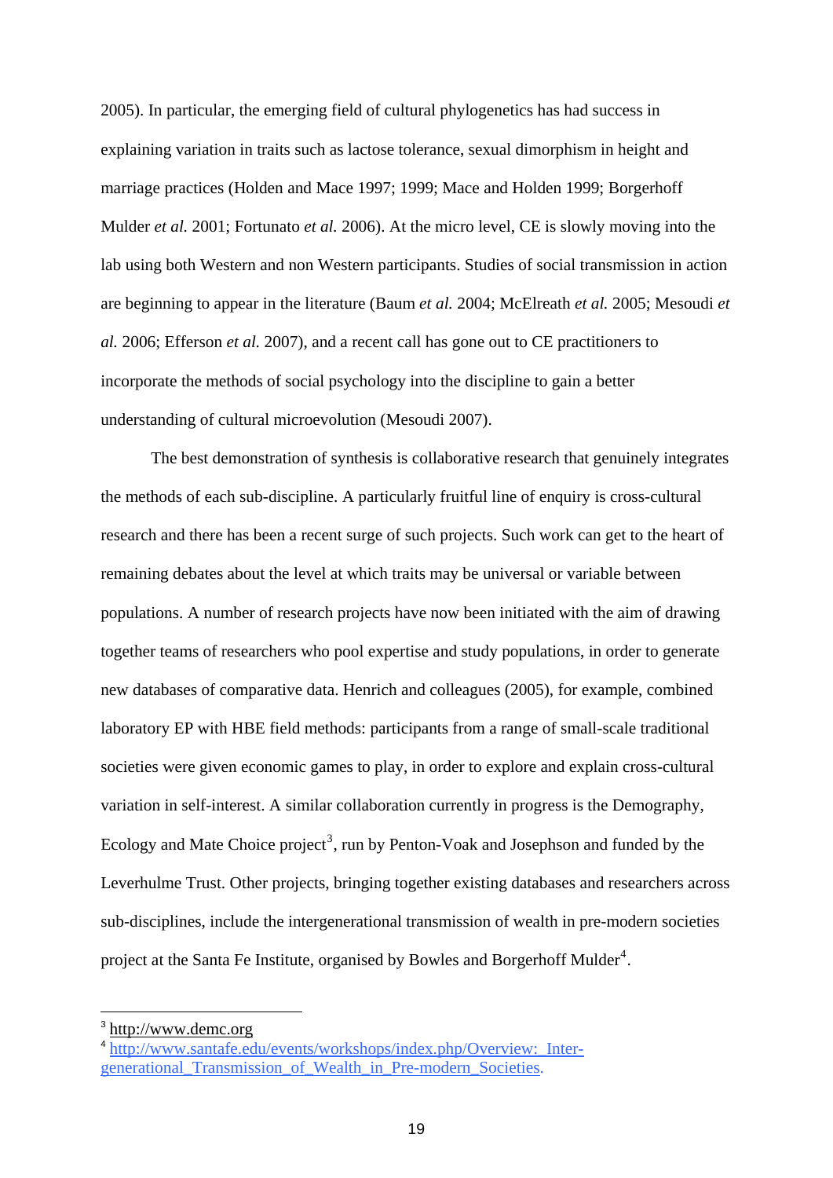2005). In particular, the emerging field of cultural phylogenetics has had success in explaining variation in traits such as lactose tolerance, sexual dimorphism in height and marriage practices (Holden and Mace 1997; 1999; Mace and Holden 1999; Borgerhoff Mulder *et al.* 2001; Fortunato *et al.* 2006). At the micro level, CE is slowly moving into the lab using both Western and non Western participants. Studies of social transmission in action are beginning to appear in the literature (Baum *et al.* 2004; McElreath *et al.* 2005; Mesoudi *et al.* 2006; Efferson *et al.* 2007), and a recent call has gone out to CE practitioners to incorporate the methods of social psychology into the discipline to gain a better understanding of cultural microevolution (Mesoudi 2007).

The best demonstration of synthesis is collaborative research that genuinely integrates the methods of each sub-discipline. A particularly fruitful line of enquiry is cross-cultural research and there has been a recent surge of such projects. Such work can get to the heart of remaining debates about the level at which traits may be universal or variable between populations. A number of research projects have now been initiated with the aim of drawing together teams of researchers who pool expertise and study populations, in order to generate new databases of comparative data. Henrich and colleagues (2005), for example, combined laboratory EP with HBE field methods: participants from a range of small-scale traditional societies were given economic games to play, in order to explore and explain cross-cultural variation in self-interest. A similar collaboration currently in progress is the Demography, Ecology and Mate Choice project[3], run by Penton-Voak and Josephson and funded by the Leverhulme Trust. Other projects, bringing together existing databases and researchers across sub-disciplines, include the intergenerational transmission of wealth in pre-modern societies project at the Santa Fe Institute, organised by Bowles and Borgerhoff Mulder[4].

---

[3] http://www.demc.org

[4] http://www.santafe.edu/events/workshops/index.php/Overview:_Inter-generational_Transmission_of_Wealth_in_Pre-modern_Societies.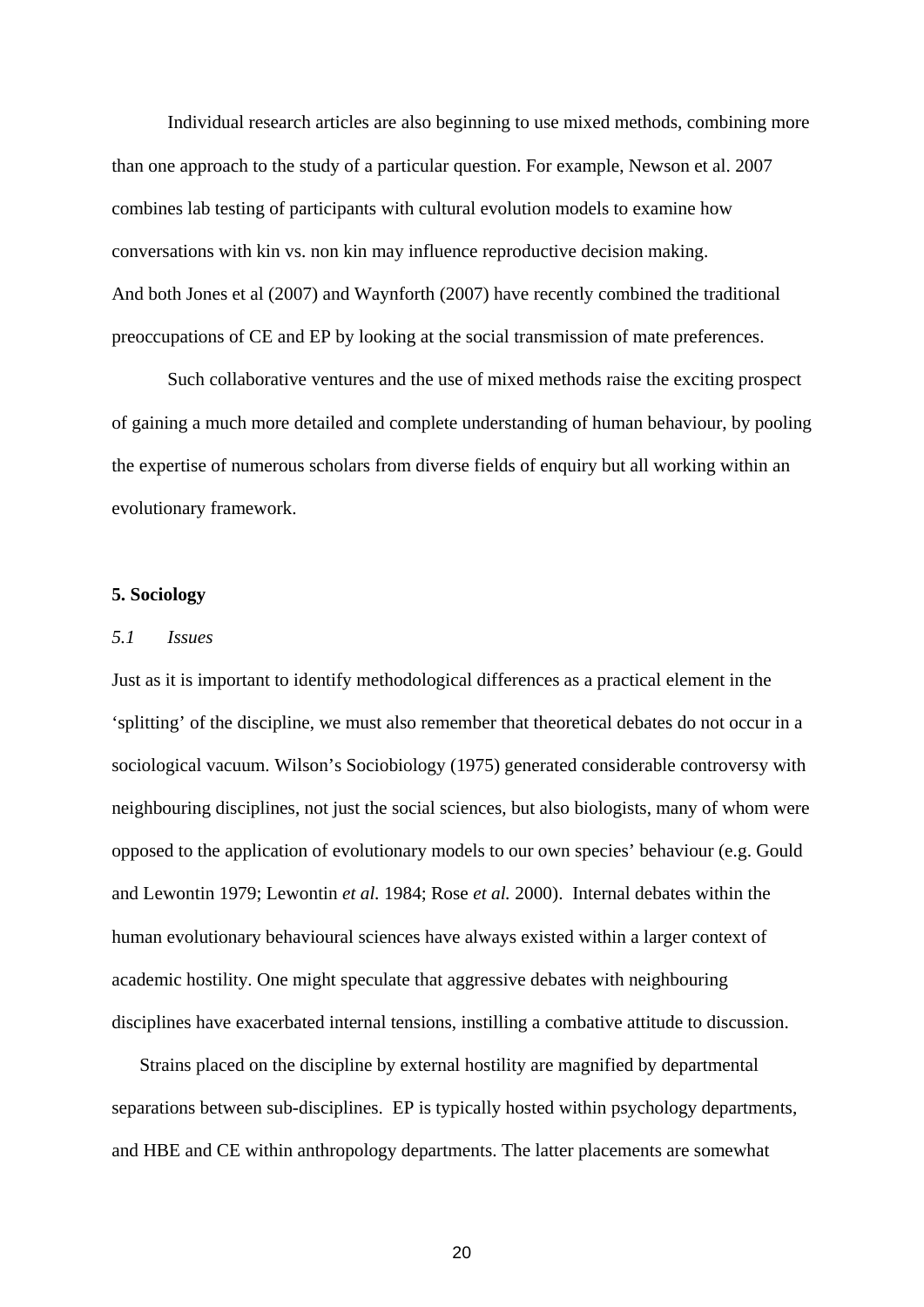Individual research articles are also beginning to use mixed methods, combining more than one approach to the study of a particular question. For example, Newson et al. 2007 combines lab testing of participants with cultural evolution models to examine how conversations with kin vs. non kin may influence reproductive decision making. And both Jones et al (2007) and Waynforth (2007) have recently combined the traditional preoccupations of CE and EP by looking at the social transmission of mate preferences.

Such collaborative ventures and the use of mixed methods raise the exciting prospect of gaining a much more detailed and complete understanding of human behaviour, by pooling the expertise of numerous scholars from diverse fields of enquiry but all working within an evolutionary framework.

## 5. Sociology

### *5.1 Issues*

Just as it is important to identify methodological differences as a practical element in the 'splitting' of the discipline, we must also remember that theoretical debates do not occur in a sociological vacuum. Wilson's Sociobiology (1975) generated considerable controversy with neighbouring disciplines, not just the social sciences, but also biologists, many of whom were opposed to the application of evolutionary models to our own species' behaviour (e.g. Gould and Lewontin 1979; Lewontin *et al.* 1984; Rose *et al.* 2000). Internal debates within the human evolutionary behavioural sciences have always existed within a larger context of academic hostility. One might speculate that aggressive debates with neighbouring disciplines have exacerbated internal tensions, instilling a combative attitude to discussion.

Strains placed on the discipline by external hostility are magnified by departmental separations between sub-disciplines. EP is typically hosted within psychology departments, and HBE and CE within anthropology departments. The latter placements are somewhat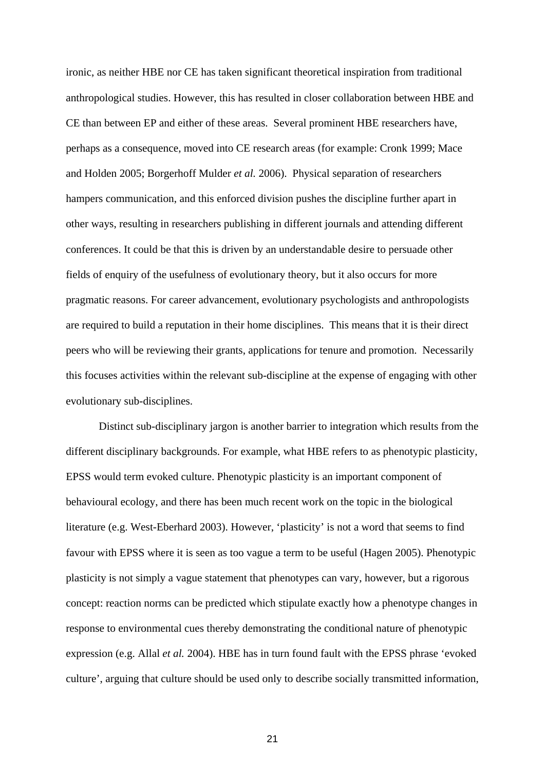ironic, as neither HBE nor CE has taken significant theoretical inspiration from traditional anthropological studies. However, this has resulted in closer collaboration between HBE and CE than between EP and either of these areas. Several prominent HBE researchers have, perhaps as a consequence, moved into CE research areas (for example: Cronk 1999; Mace and Holden 2005; Borgerhoff Mulder *et al.* 2006). Physical separation of researchers hampers communication, and this enforced division pushes the discipline further apart in other ways, resulting in researchers publishing in different journals and attending different conferences. It could be that this is driven by an understandable desire to persuade other fields of enquiry of the usefulness of evolutionary theory, but it also occurs for more pragmatic reasons. For career advancement, evolutionary psychologists and anthropologists are required to build a reputation in their home disciplines. This means that it is their direct peers who will be reviewing their grants, applications for tenure and promotion. Necessarily this focuses activities within the relevant sub-discipline at the expense of engaging with other evolutionary sub-disciplines.

Distinct sub-disciplinary jargon is another barrier to integration which results from the different disciplinary backgrounds. For example, what HBE refers to as phenotypic plasticity, EPSS would term evoked culture. Phenotypic plasticity is an important component of behavioural ecology, and there has been much recent work on the topic in the biological literature (e.g. West-Eberhard 2003). However, 'plasticity' is not a word that seems to find favour with EPSS where it is seen as too vague a term to be useful (Hagen 2005). Phenotypic plasticity is not simply a vague statement that phenotypes can vary, however, but a rigorous concept: reaction norms can be predicted which stipulate exactly how a phenotype changes in response to environmental cues thereby demonstrating the conditional nature of phenotypic expression (e.g. Allal *et al.* 2004). HBE has in turn found fault with the EPSS phrase 'evoked culture', arguing that culture should be used only to describe socially transmitted information,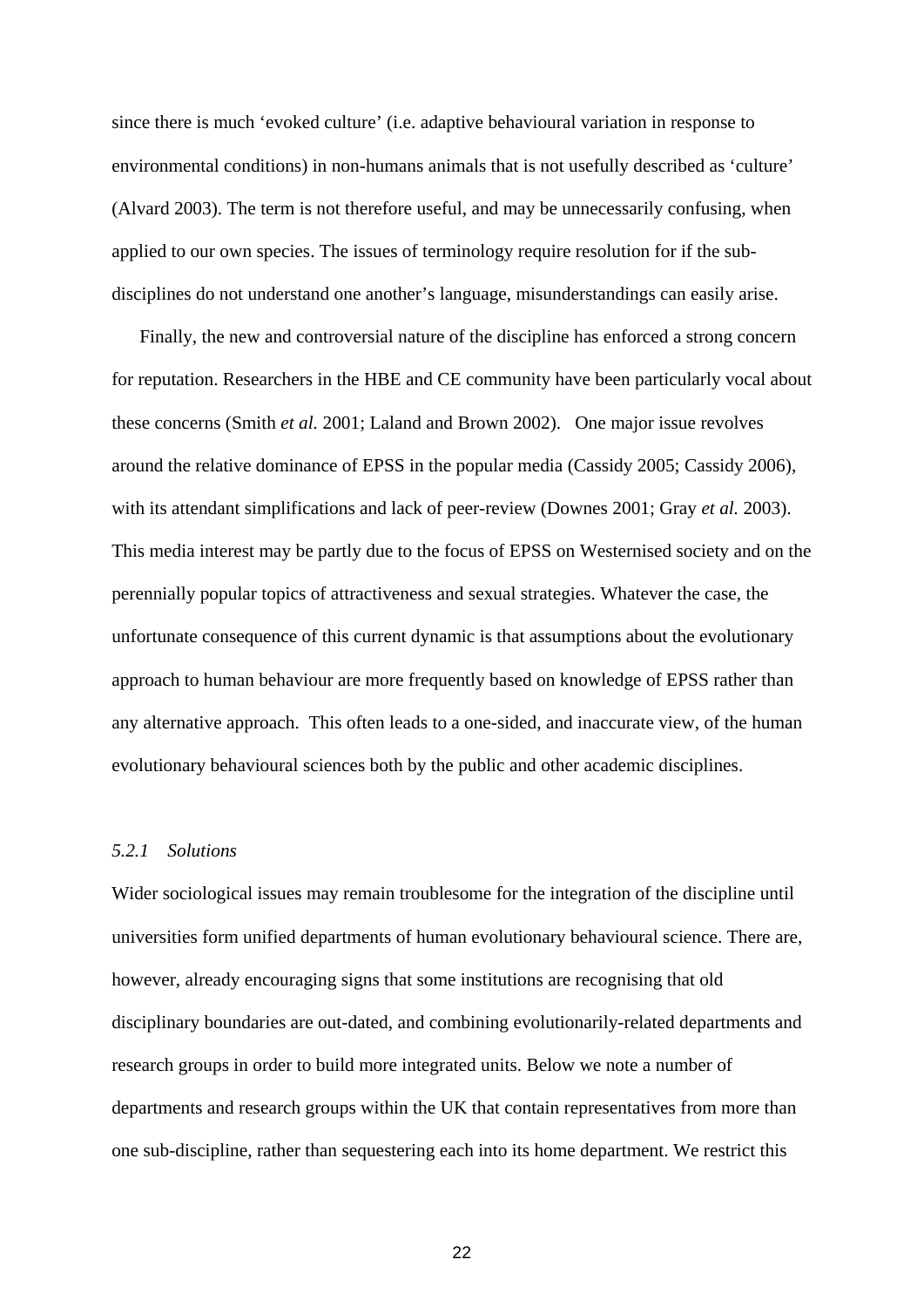since there is much 'evoked culture' (i.e. adaptive behavioural variation in response to environmental conditions) in non-humans animals that is not usefully described as 'culture' (Alvard 2003). The term is not therefore useful, and may be unnecessarily confusing, when applied to our own species. The issues of terminology require resolution for if the sub-disciplines do not understand one another's language, misunderstandings can easily arise.

Finally, the new and controversial nature of the discipline has enforced a strong concern for reputation. Researchers in the HBE and CE community have been particularly vocal about these concerns (Smith *et al.* 2001; Laland and Brown 2002). One major issue revolves around the relative dominance of EPSS in the popular media (Cassidy 2005; Cassidy 2006), with its attendant simplifications and lack of peer-review (Downes 2001; Gray *et al.* 2003). This media interest may be partly due to the focus of EPSS on Westernised society and on the perennially popular topics of attractiveness and sexual strategies. Whatever the case, the unfortunate consequence of this current dynamic is that assumptions about the evolutionary approach to human behaviour are more frequently based on knowledge of EPSS rather than any alternative approach. This often leads to a one-sided, and inaccurate view, of the human evolutionary behavioural sciences both by the public and other academic disciplines.

### *5.2.1 Solutions*

Wider sociological issues may remain troublesome for the integration of the discipline until universities form unified departments of human evolutionary behavioural science. There are, however, already encouraging signs that some institutions are recognising that old disciplinary boundaries are out-dated, and combining evolutionarily-related departments and research groups in order to build more integrated units. Below we note a number of departments and research groups within the UK that contain representatives from more than one sub-discipline, rather than sequestering each into its home department. We restrict this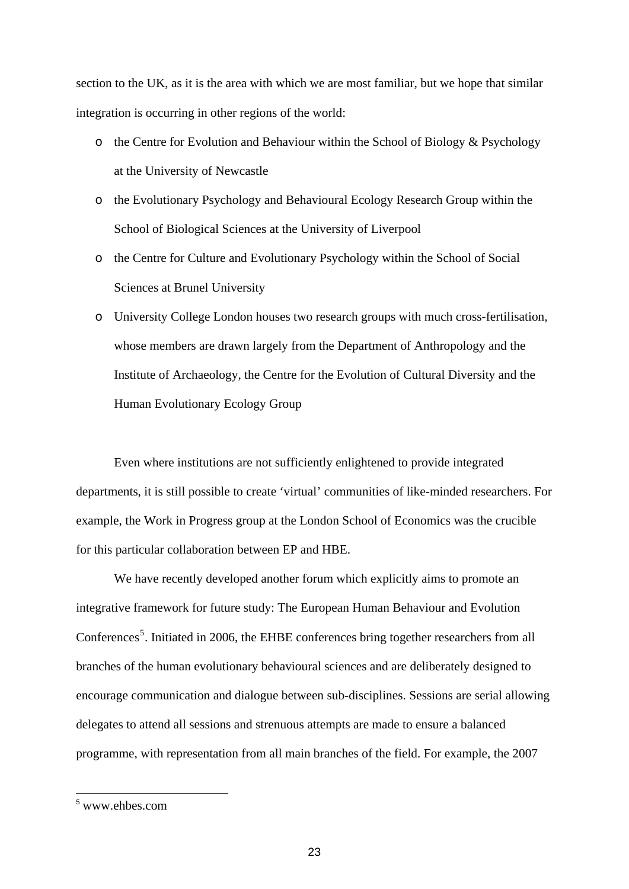section to the UK, as it is the area with which we are most familiar, but we hope that similar integration is occurring in other regions of the world:

- the Centre for Evolution and Behaviour within the School of Biology & Psychology at the University of Newcastle
- the Evolutionary Psychology and Behavioural Ecology Research Group within the School of Biological Sciences at the University of Liverpool
- the Centre for Culture and Evolutionary Psychology within the School of Social Sciences at Brunel University
- University College London houses two research groups with much cross-fertilisation, whose members are drawn largely from the Department of Anthropology and the Institute of Archaeology, the Centre for the Evolution of Cultural Diversity and the Human Evolutionary Ecology Group

Even where institutions are not sufficiently enlightened to provide integrated departments, it is still possible to create 'virtual' communities of like-minded researchers. For example, the Work in Progress group at the London School of Economics was the crucible for this particular collaboration between EP and HBE.

We have recently developed another forum which explicitly aims to promote an integrative framework for future study: The European Human Behaviour and Evolution Conferences[5]. Initiated in 2006, the EHBE conferences bring together researchers from all branches of the human evolutionary behavioural sciences and are deliberately designed to encourage communication and dialogue between sub-disciplines. Sessions are serial allowing delegates to attend all sessions and strenuous attempts are made to ensure a balanced programme, with representation from all main branches of the field. For example, the 2007

[5] www.ehbes.com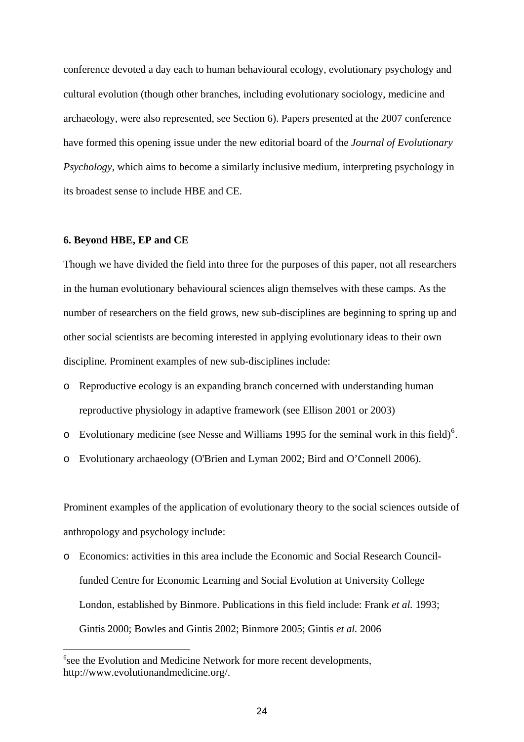conference devoted a day each to human behavioural ecology, evolutionary psychology and cultural evolution (though other branches, including evolutionary sociology, medicine and archaeology, were also represented, see Section 6). Papers presented at the 2007 conference have formed this opening issue under the new editorial board of the *Journal of Evolutionary Psychology*, which aims to become a similarly inclusive medium, interpreting psychology in its broadest sense to include HBE and CE.

**6. Beyond HBE, EP and CE**

Though we have divided the field into three for the purposes of this paper, not all researchers in the human evolutionary behavioural sciences align themselves with these camps. As the number of researchers on the field grows, new sub-disciplines are beginning to spring up and other social scientists are becoming interested in applying evolutionary ideas to their own discipline. Prominent examples of new sub-disciplines include:

- Reproductive ecology is an expanding branch concerned with understanding human reproductive physiology in adaptive framework (see Ellison 2001 or 2003)
- Evolutionary medicine (see Nesse and Williams 1995 for the seminal work in this field)[6].
- Evolutionary archaeology (O'Brien and Lyman 2002; Bird and O'Connell 2006).

Prominent examples of the application of evolutionary theory to the social sciences outside of anthropology and psychology include:

- Economics: activities in this area include the Economic and Social Research Council-funded Centre for Economic Learning and Social Evolution at University College London, established by Binmore. Publications in this field include: Frank *et al.* 1993; Gintis 2000; Bowles and Gintis 2002; Binmore 2005; Gintis *et al.* 2006

[6]see the Evolution and Medicine Network for more recent developments, http://www.evolutionandmedicine.org/.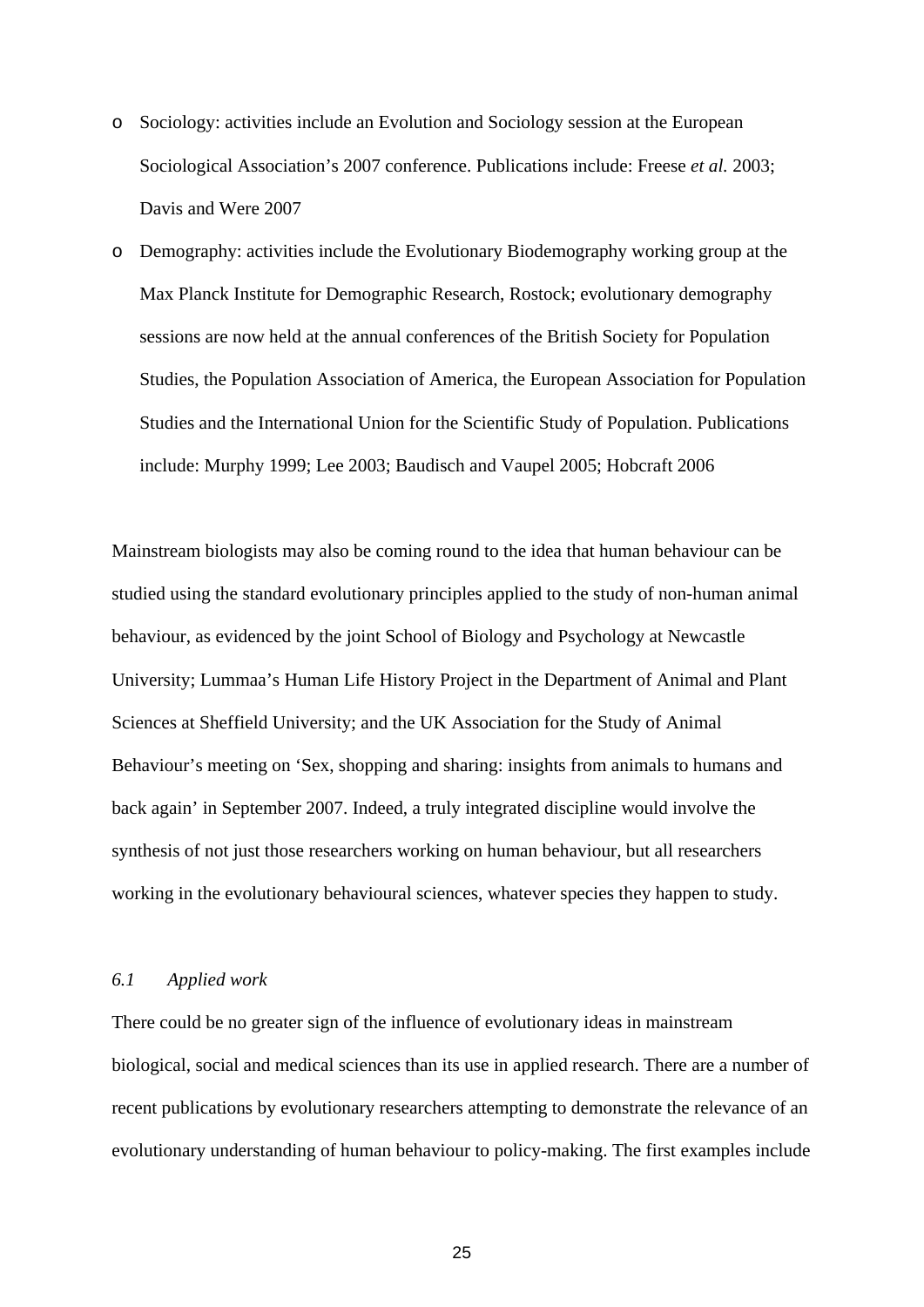- Sociology: activities include an Evolution and Sociology session at the European Sociological Association's 2007 conference. Publications include: Freese *et al.* 2003; Davis and Were 2007
- Demography: activities include the Evolutionary Biodemography working group at the Max Planck Institute for Demographic Research, Rostock; evolutionary demography sessions are now held at the annual conferences of the British Society for Population Studies, the Population Association of America, the European Association for Population Studies and the International Union for the Scientific Study of Population. Publications include: Murphy 1999; Lee 2003; Baudisch and Vaupel 2005; Hobcraft 2006

Mainstream biologists may also be coming round to the idea that human behaviour can be studied using the standard evolutionary principles applied to the study of non-human animal behaviour, as evidenced by the joint School of Biology and Psychology at Newcastle University; Lummaa's Human Life History Project in the Department of Animal and Plant Sciences at Sheffield University; and the UK Association for the Study of Animal Behaviour's meeting on 'Sex, shopping and sharing: insights from animals to humans and back again' in September 2007. Indeed, a truly integrated discipline would involve the synthesis of not just those researchers working on human behaviour, but all researchers working in the evolutionary behavioural sciences, whatever species they happen to study.

### *6.1 Applied work*

There could be no greater sign of the influence of evolutionary ideas in mainstream biological, social and medical sciences than its use in applied research. There are a number of recent publications by evolutionary researchers attempting to demonstrate the relevance of an evolutionary understanding of human behaviour to policy-making. The first examples include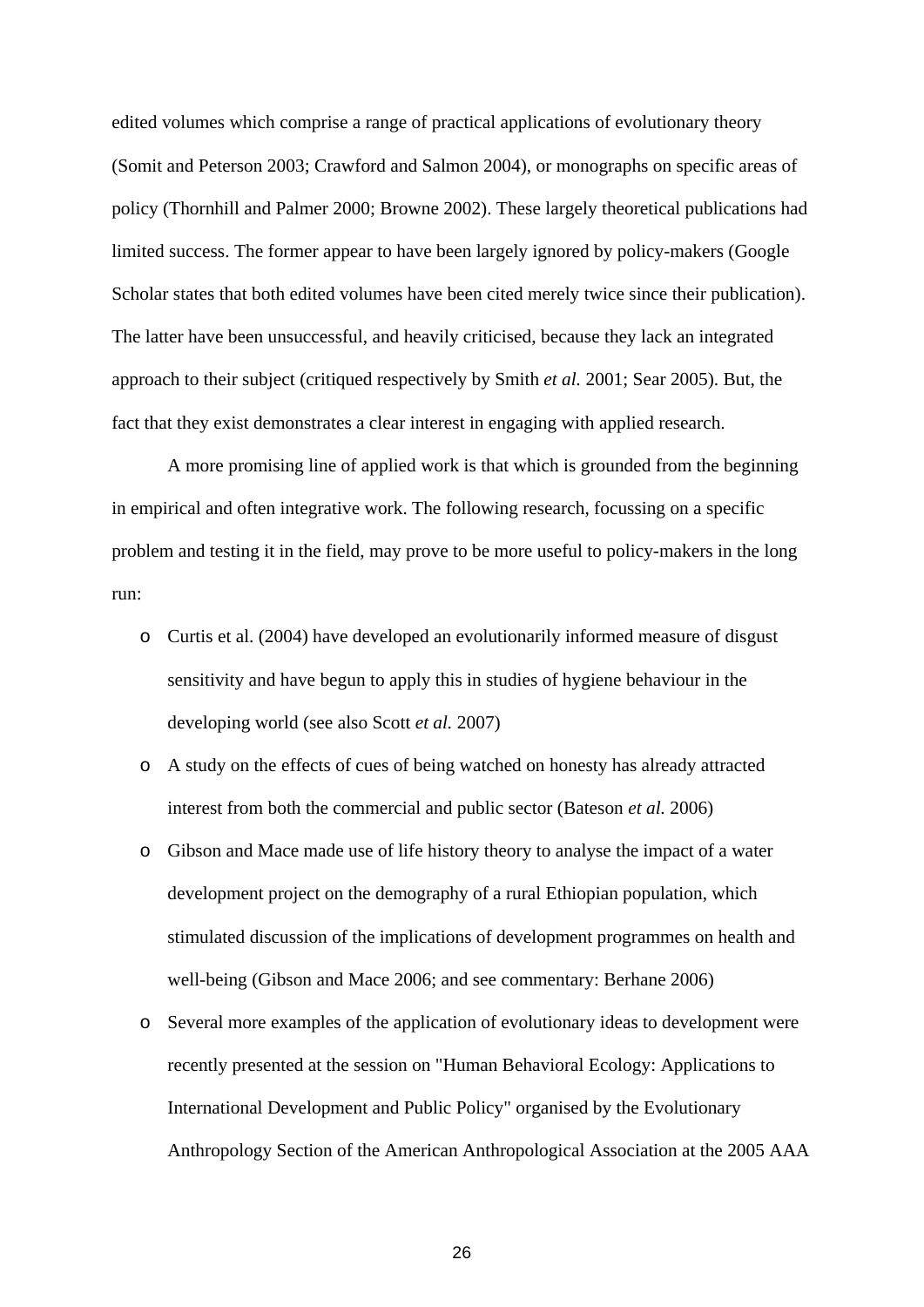edited volumes which comprise a range of practical applications of evolutionary theory (Somit and Peterson 2003; Crawford and Salmon 2004), or monographs on specific areas of policy (Thornhill and Palmer 2000; Browne 2002). These largely theoretical publications had limited success. The former appear to have been largely ignored by policy-makers (Google Scholar states that both edited volumes have been cited merely twice since their publication). The latter have been unsuccessful, and heavily criticised, because they lack an integrated approach to their subject (critiqued respectively by Smith *et al.* 2001; Sear 2005). But, the fact that they exist demonstrates a clear interest in engaging with applied research.

A more promising line of applied work is that which is grounded from the beginning in empirical and often integrative work. The following research, focussing on a specific problem and testing it in the field, may prove to be more useful to policy-makers in the long run:

- Curtis et al. (2004) have developed an evolutionarily informed measure of disgust sensitivity and have begun to apply this in studies of hygiene behaviour in the developing world (see also Scott *et al.* 2007)
- A study on the effects of cues of being watched on honesty has already attracted interest from both the commercial and public sector (Bateson *et al.* 2006)
- Gibson and Mace made use of life history theory to analyse the impact of a water development project on the demography of a rural Ethiopian population, which stimulated discussion of the implications of development programmes on health and well-being (Gibson and Mace 2006; and see commentary: Berhane 2006)
- Several more examples of the application of evolutionary ideas to development were recently presented at the session on "Human Behavioral Ecology: Applications to International Development and Public Policy" organised by the Evolutionary Anthropology Section of the American Anthropological Association at the 2005 AAA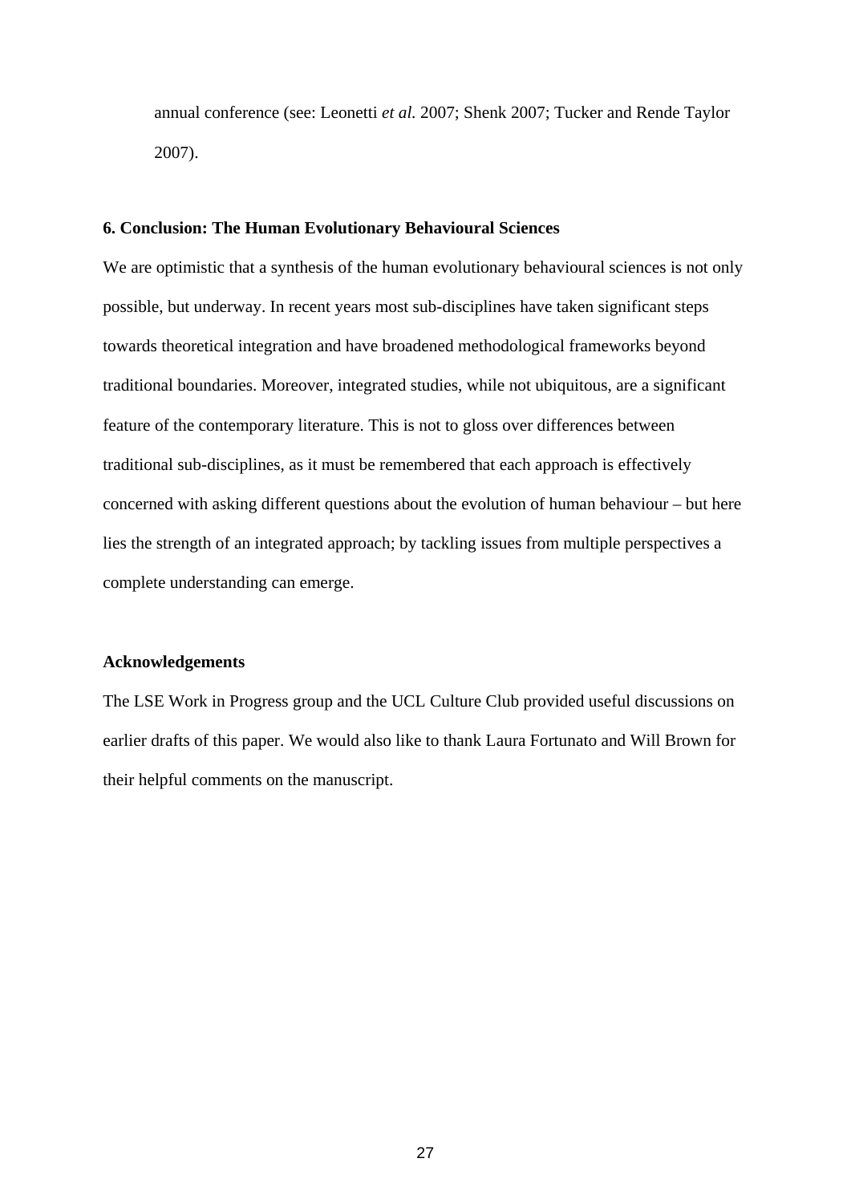annual conference (see: Leonetti *et al.* 2007; Shenk 2007; Tucker and Rende Taylor 2007).

## 6. Conclusion: The Human Evolutionary Behavioural Sciences

We are optimistic that a synthesis of the human evolutionary behavioural sciences is not only possible, but underway. In recent years most sub-disciplines have taken significant steps towards theoretical integration and have broadened methodological frameworks beyond traditional boundaries. Moreover, integrated studies, while not ubiquitous, are a significant feature of the contemporary literature. This is not to gloss over differences between traditional sub-disciplines, as it must be remembered that each approach is effectively concerned with asking different questions about the evolution of human behaviour – but here lies the strength of an integrated approach; by tackling issues from multiple perspectives a complete understanding can emerge.

## Acknowledgements

The LSE Work in Progress group and the UCL Culture Club provided useful discussions on earlier drafts of this paper. We would also like to thank Laura Fortunato and Will Brown for their helpful comments on the manuscript.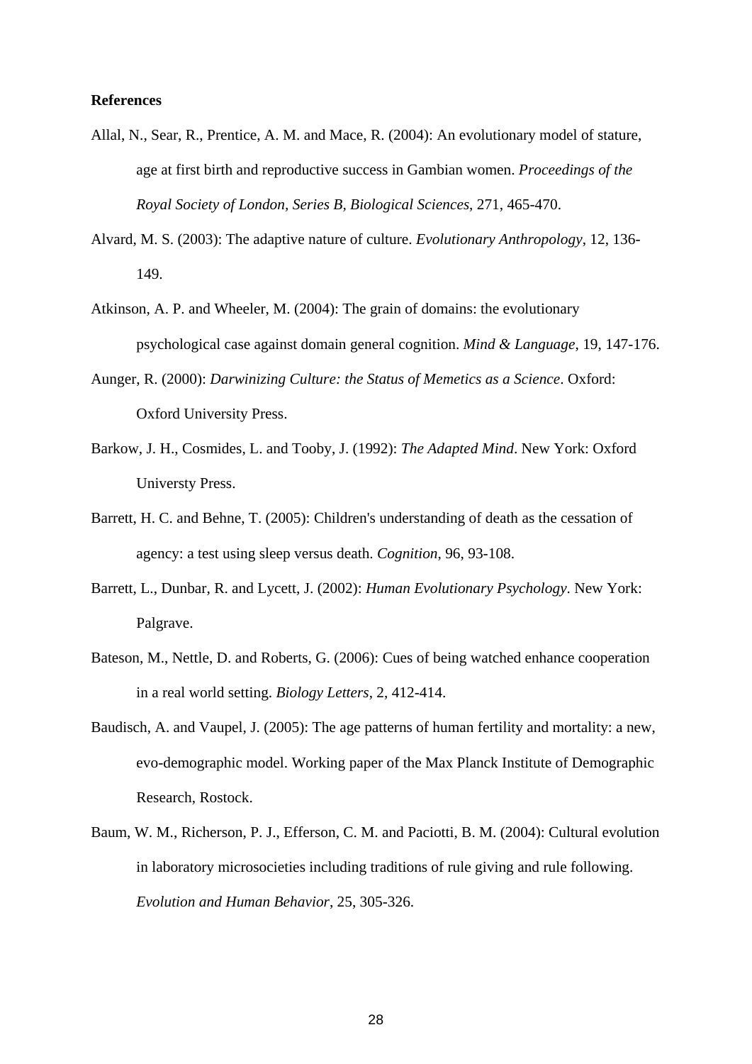**References**

Allal, N., Sear, R., Prentice, A. M. and Mace, R. (2004): An evolutionary model of stature, age at first birth and reproductive success in Gambian women. *Proceedings of the Royal Society of London, Series B, Biological Sciences*, 271, 465-470.

Alvard, M. S. (2003): The adaptive nature of culture. *Evolutionary Anthropology*, 12, 136-149.

Atkinson, A. P. and Wheeler, M. (2004): The grain of domains: the evolutionary psychological case against domain general cognition. *Mind & Language*, 19, 147-176.

Aunger, R. (2000): *Darwinizing Culture: the Status of Memetics as a Science*. Oxford: Oxford University Press.

Barkow, J. H., Cosmides, L. and Tooby, J. (1992): *The Adapted Mind*. New York: Oxford Universty Press.

Barrett, H. C. and Behne, T. (2005): Children's understanding of death as the cessation of agency: a test using sleep versus death. *Cognition*, 96, 93-108.

Barrett, L., Dunbar, R. and Lycett, J. (2002): *Human Evolutionary Psychology*. New York: Palgrave.

Bateson, M., Nettle, D. and Roberts, G. (2006): Cues of being watched enhance cooperation in a real world setting. *Biology Letters*, 2, 412-414.

Baudisch, A. and Vaupel, J. (2005): The age patterns of human fertility and mortality: a new, evo-demographic model. Working paper of the Max Planck Institute of Demographic Research, Rostock.

Baum, W. M., Richerson, P. J., Efferson, C. M. and Paciotti, B. M. (2004): Cultural evolution in laboratory microsocieties including traditions of rule giving and rule following. *Evolution and Human Behavior*, 25, 305-326.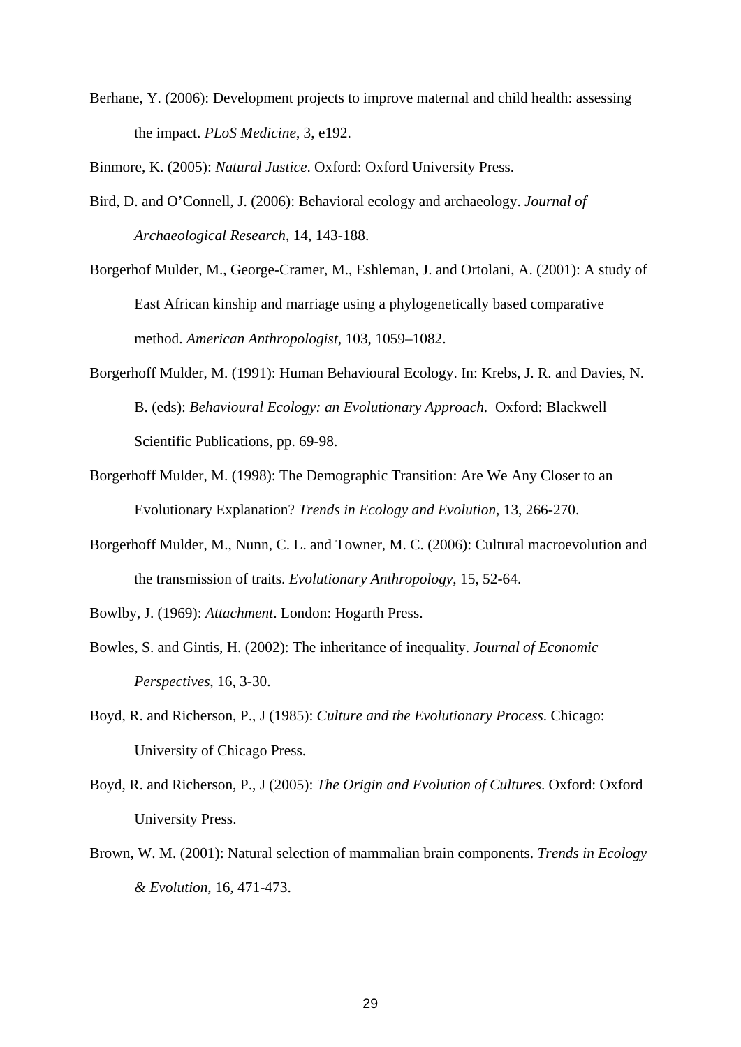Berhane, Y. (2006): Development projects to improve maternal and child health: assessing the impact. *PLoS Medicine*, 3, e192.

Binmore, K. (2005): *Natural Justice*. Oxford: Oxford University Press.

Bird, D. and O'Connell, J. (2006): Behavioral ecology and archaeology. *Journal of Archaeological Research*, 14, 143-188.

Borgerhof Mulder, M., George-Cramer, M., Eshleman, J. and Ortolani, A. (2001): A study of East African kinship and marriage using a phylogenetically based comparative method. *American Anthropologist*, 103, 1059–1082.

Borgerhoff Mulder, M. (1991): Human Behavioural Ecology. In: Krebs, J. R. and Davies, N. B. (eds): *Behavioural Ecology: an Evolutionary Approach*. Oxford: Blackwell Scientific Publications, pp. 69-98.

Borgerhoff Mulder, M. (1998): The Demographic Transition: Are We Any Closer to an Evolutionary Explanation? *Trends in Ecology and Evolution*, 13, 266-270.

Borgerhoff Mulder, M., Nunn, C. L. and Towner, M. C. (2006): Cultural macroevolution and the transmission of traits. *Evolutionary Anthropology*, 15, 52-64.

Bowlby, J. (1969): *Attachment*. London: Hogarth Press.

Bowles, S. and Gintis, H. (2002): The inheritance of inequality. *Journal of Economic Perspectives*, 16, 3-30.

Boyd, R. and Richerson, P., J (1985): *Culture and the Evolutionary Process*. Chicago: University of Chicago Press.

Boyd, R. and Richerson, P., J (2005): *The Origin and Evolution of Cultures*. Oxford: Oxford University Press.

Brown, W. M. (2001): Natural selection of mammalian brain components. *Trends in Ecology & Evolution*, 16, 471-473.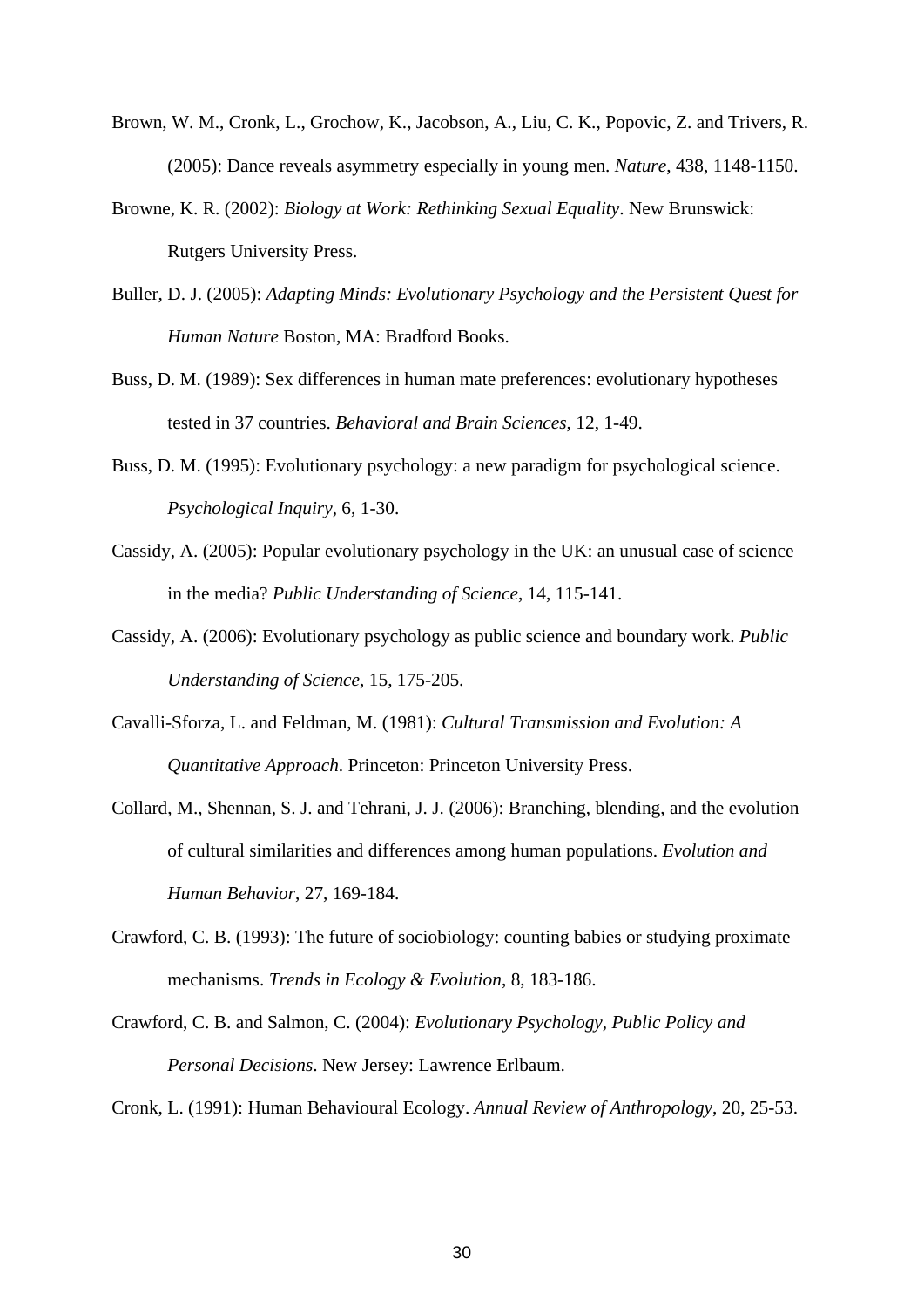Brown, W. M., Cronk, L., Grochow, K., Jacobson, A., Liu, C. K., Popovic, Z. and Trivers, R. (2005): Dance reveals asymmetry especially in young men. *Nature*, 438, 1148-1150.

Browne, K. R. (2002): *Biology at Work: Rethinking Sexual Equality*. New Brunswick: Rutgers University Press.

Buller, D. J. (2005): *Adapting Minds: Evolutionary Psychology and the Persistent Quest for Human Nature* Boston, MA: Bradford Books.

Buss, D. M. (1989): Sex differences in human mate preferences: evolutionary hypotheses tested in 37 countries. *Behavioral and Brain Sciences*, 12, 1-49.

Buss, D. M. (1995): Evolutionary psychology: a new paradigm for psychological science. *Psychological Inquiry*, 6, 1-30.

Cassidy, A. (2005): Popular evolutionary psychology in the UK: an unusual case of science in the media? *Public Understanding of Science*, 14, 115-141.

Cassidy, A. (2006): Evolutionary psychology as public science and boundary work. *Public Understanding of Science*, 15, 175-205.

Cavalli-Sforza, L. and Feldman, M. (1981): *Cultural Transmission and Evolution: A Quantitative Approach*. Princeton: Princeton University Press.

Collard, M., Shennan, S. J. and Tehrani, J. J. (2006): Branching, blending, and the evolution of cultural similarities and differences among human populations. *Evolution and Human Behavior*, 27, 169-184.

Crawford, C. B. (1993): The future of sociobiology: counting babies or studying proximate mechanisms. *Trends in Ecology & Evolution*, 8, 183-186.

Crawford, C. B. and Salmon, C. (2004): *Evolutionary Psychology, Public Policy and Personal Decisions*. New Jersey: Lawrence Erlbaum.

Cronk, L. (1991): Human Behavioural Ecology. *Annual Review of Anthropology*, 20, 25-53.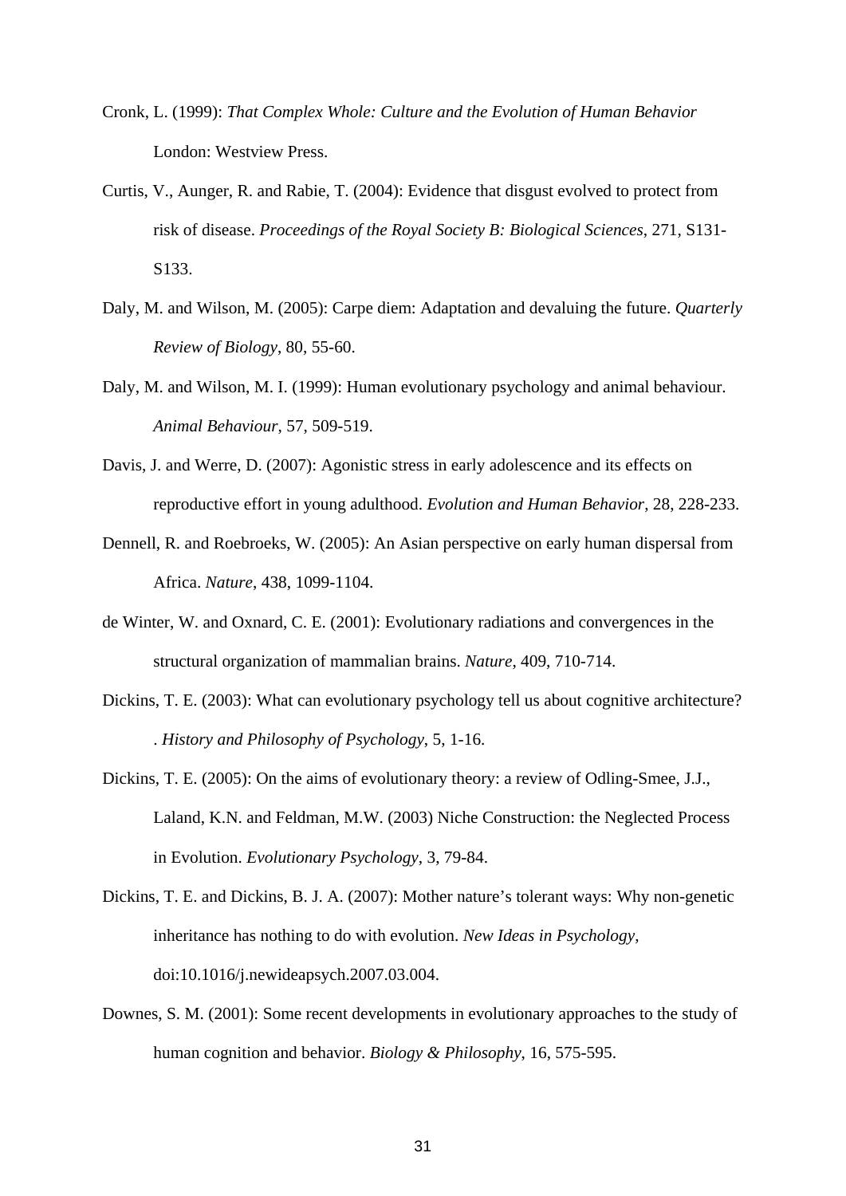Cronk, L. (1999): *That Complex Whole: Culture and the Evolution of Human Behavior* London: Westview Press.

Curtis, V., Aunger, R. and Rabie, T. (2004): Evidence that disgust evolved to protect from risk of disease. *Proceedings of the Royal Society B: Biological Sciences*, 271, S131-S133.

Daly, M. and Wilson, M. (2005): Carpe diem: Adaptation and devaluing the future. *Quarterly Review of Biology*, 80, 55-60.

Daly, M. and Wilson, M. I. (1999): Human evolutionary psychology and animal behaviour. *Animal Behaviour*, 57, 509-519.

Davis, J. and Werre, D. (2007): Agonistic stress in early adolescence and its effects on reproductive effort in young adulthood. *Evolution and Human Behavior*, 28, 228-233.

Dennell, R. and Roebroeks, W. (2005): An Asian perspective on early human dispersal from Africa. *Nature*, 438, 1099-1104.

de Winter, W. and Oxnard, C. E. (2001): Evolutionary radiations and convergences in the structural organization of mammalian brains. *Nature*, 409, 710-714.

Dickins, T. E. (2003): What can evolutionary psychology tell us about cognitive architecture? . *History and Philosophy of Psychology*, 5, 1-16.

Dickins, T. E. (2005): On the aims of evolutionary theory: a review of Odling-Smee, J.J., Laland, K.N. and Feldman, M.W. (2003) Niche Construction: the Neglected Process in Evolution. *Evolutionary Psychology*, 3, 79-84.

Dickins, T. E. and Dickins, B. J. A. (2007): Mother nature's tolerant ways: Why non-genetic inheritance has nothing to do with evolution. *New Ideas in Psychology*, doi:10.1016/j.newideapsych.2007.03.004.

Downes, S. M. (2001): Some recent developments in evolutionary approaches to the study of human cognition and behavior. *Biology & Philosophy*, 16, 575-595.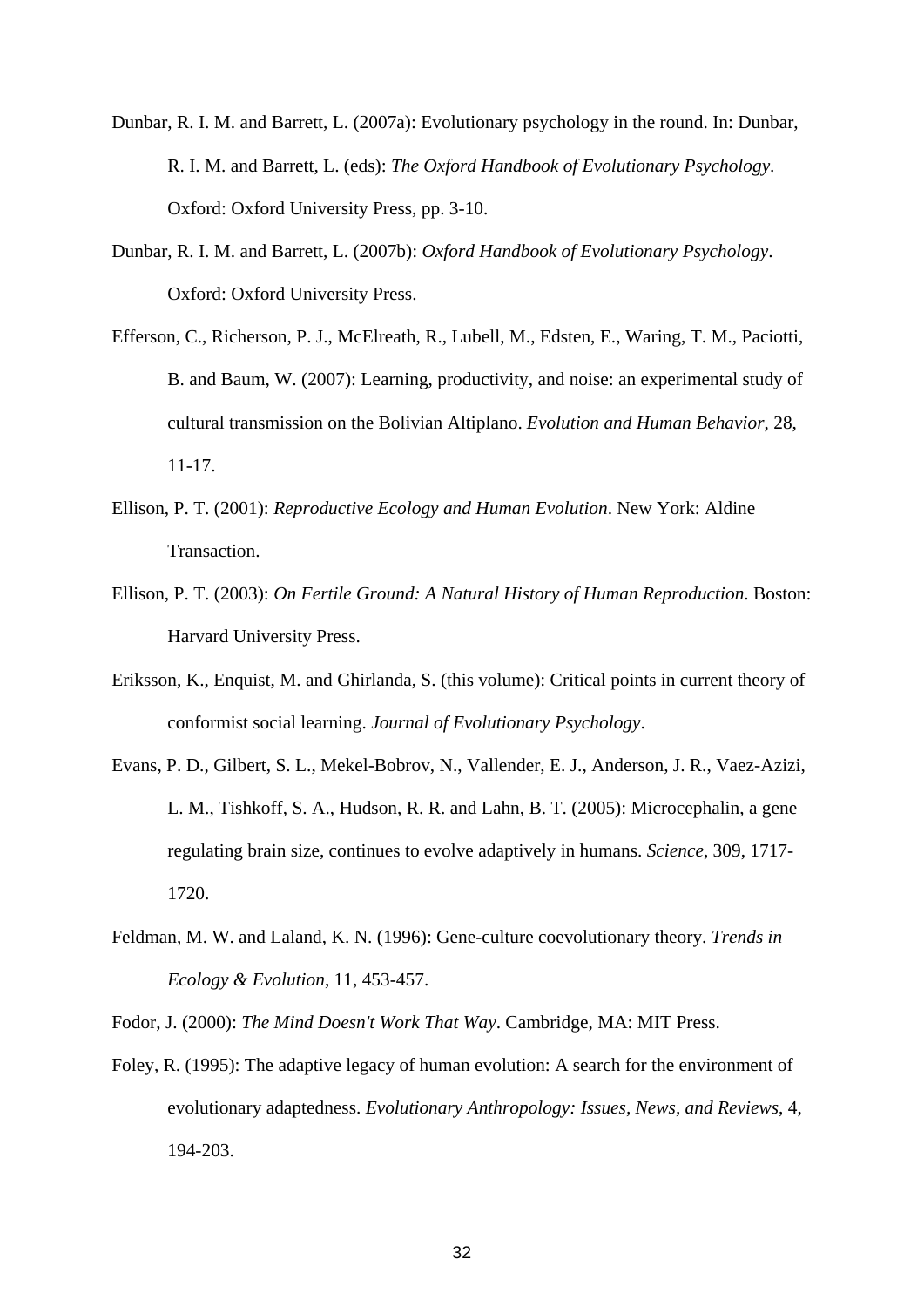Dunbar, R. I. M. and Barrett, L. (2007a): Evolutionary psychology in the round. In: Dunbar, R. I. M. and Barrett, L. (eds): *The Oxford Handbook of Evolutionary Psychology*. Oxford: Oxford University Press, pp. 3-10.

Dunbar, R. I. M. and Barrett, L. (2007b): *Oxford Handbook of Evolutionary Psychology*. Oxford: Oxford University Press.

Efferson, C., Richerson, P. J., McElreath, R., Lubell, M., Edsten, E., Waring, T. M., Paciotti, B. and Baum, W. (2007): Learning, productivity, and noise: an experimental study of cultural transmission on the Bolivian Altiplano. *Evolution and Human Behavior*, 28, 11-17.

Ellison, P. T. (2001): *Reproductive Ecology and Human Evolution*. New York: Aldine Transaction.

Ellison, P. T. (2003): *On Fertile Ground: A Natural History of Human Reproduction*. Boston: Harvard University Press.

Eriksson, K., Enquist, M. and Ghirlanda, S. (this volume): Critical points in current theory of conformist social learning. *Journal of Evolutionary Psychology*.

Evans, P. D., Gilbert, S. L., Mekel-Bobrov, N., Vallender, E. J., Anderson, J. R., Vaez-Azizi, L. M., Tishkoff, S. A., Hudson, R. R. and Lahn, B. T. (2005): Microcephalin, a gene regulating brain size, continues to evolve adaptively in humans. *Science*, 309, 1717-1720.

Feldman, M. W. and Laland, K. N. (1996): Gene-culture coevolutionary theory. *Trends in Ecology & Evolution*, 11, 453-457.

Fodor, J. (2000): *The Mind Doesn't Work That Way*. Cambridge, MA: MIT Press.

Foley, R. (1995): The adaptive legacy of human evolution: A search for the environment of evolutionary adaptedness. *Evolutionary Anthropology: Issues, News, and Reviews*, 4, 194-203.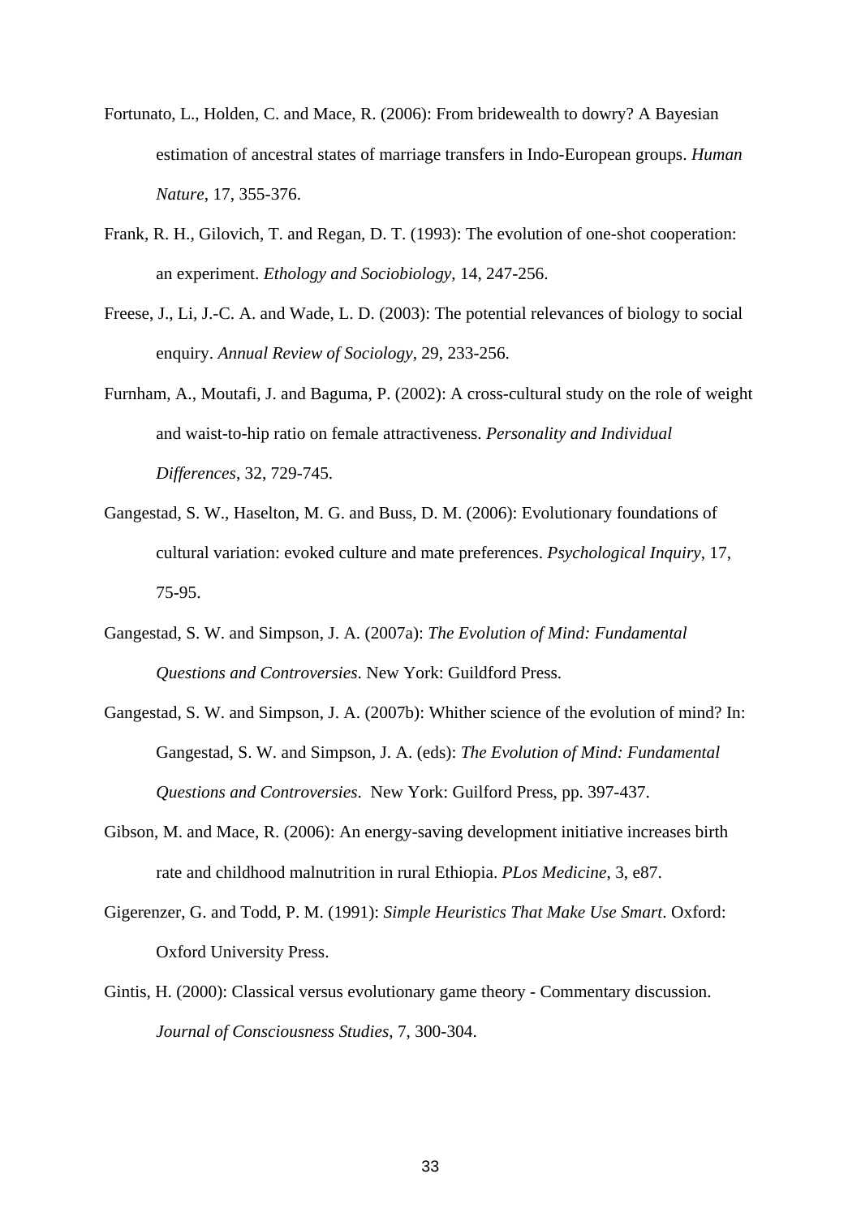Fortunato, L., Holden, C. and Mace, R. (2006): From bridewealth to dowry? A Bayesian estimation of ancestral states of marriage transfers in Indo-European groups. *Human Nature*, 17, 355-376.

Frank, R. H., Gilovich, T. and Regan, D. T. (1993): The evolution of one-shot cooperation: an experiment. *Ethology and Sociobiology*, 14, 247-256.

Freese, J., Li, J.-C. A. and Wade, L. D. (2003): The potential relevances of biology to social enquiry. *Annual Review of Sociology*, 29, 233-256.

Furnham, A., Moutafi, J. and Baguma, P. (2002): A cross-cultural study on the role of weight and waist-to-hip ratio on female attractiveness. *Personality and Individual Differences*, 32, 729-745.

Gangestad, S. W., Haselton, M. G. and Buss, D. M. (2006): Evolutionary foundations of cultural variation: evoked culture and mate preferences. *Psychological Inquiry*, 17, 75-95.

Gangestad, S. W. and Simpson, J. A. (2007a): *The Evolution of Mind: Fundamental Questions and Controversies*. New York: Guildford Press.

Gangestad, S. W. and Simpson, J. A. (2007b): Whither science of the evolution of mind? In: Gangestad, S. W. and Simpson, J. A. (eds): *The Evolution of Mind: Fundamental Questions and Controversies*. New York: Guilford Press, pp. 397-437.

Gibson, M. and Mace, R. (2006): An energy-saving development initiative increases birth rate and childhood malnutrition in rural Ethiopia. *PLos Medicine*, 3, e87.

Gigerenzer, G. and Todd, P. M. (1991): *Simple Heuristics That Make Use Smart*. Oxford: Oxford University Press.

Gintis, H. (2000): Classical versus evolutionary game theory - Commentary discussion. *Journal of Consciousness Studies*, 7, 300-304.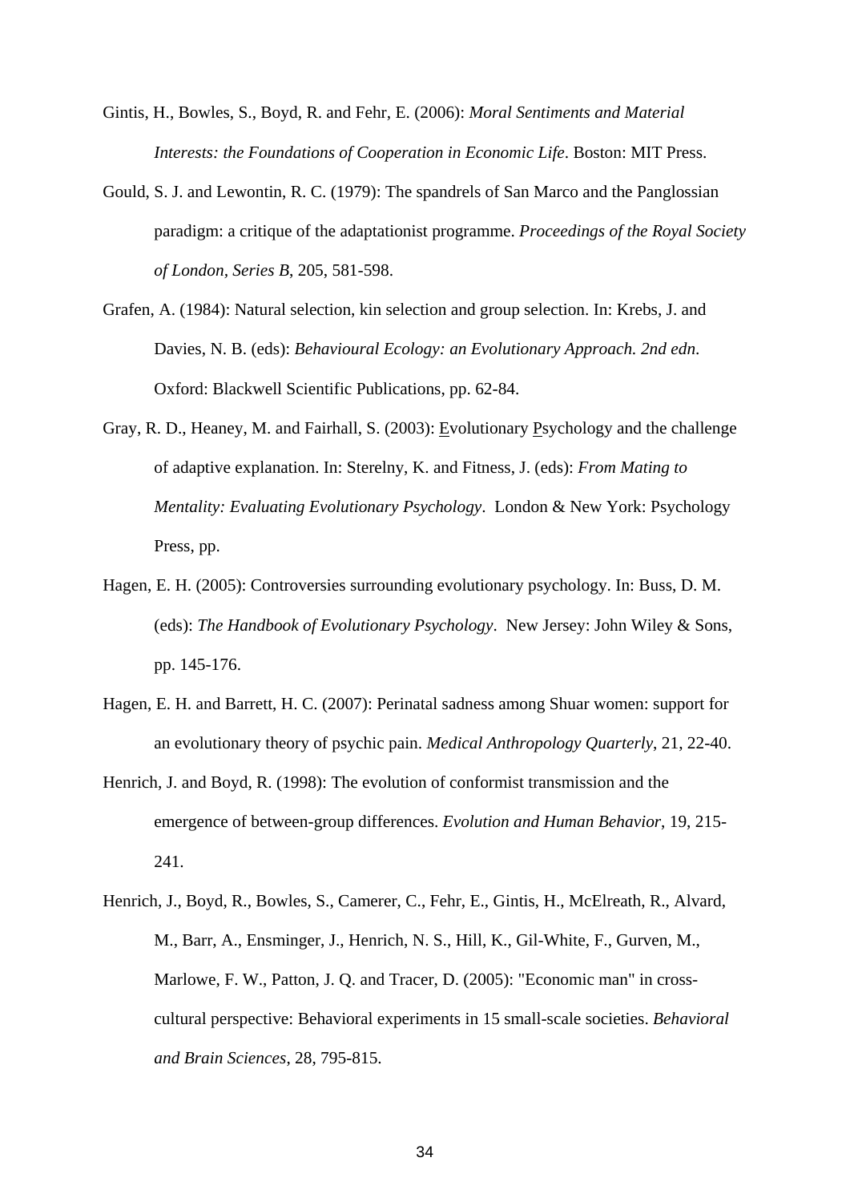Gintis, H., Bowles, S., Boyd, R. and Fehr, E. (2006): *Moral Sentiments and Material Interests: the Foundations of Cooperation in Economic Life*. Boston: MIT Press.

Gould, S. J. and Lewontin, R. C. (1979): The spandrels of San Marco and the Panglossian paradigm: a critique of the adaptationist programme. *Proceedings of the Royal Society of London, Series B*, 205, 581-598.

Grafen, A. (1984): Natural selection, kin selection and group selection. In: Krebs, J. and Davies, N. B. (eds): *Behavioural Ecology: an Evolutionary Approach. 2nd edn*. Oxford: Blackwell Scientific Publications, pp. 62-84.

Gray, R. D., Heaney, M. and Fairhall, S. (2003): Evolutionary Psychology and the challenge of adaptive explanation. In: Sterelny, K. and Fitness, J. (eds): *From Mating to Mentality: Evaluating Evolutionary Psychology*. London & New York: Psychology Press, pp.

Hagen, E. H. (2005): Controversies surrounding evolutionary psychology. In: Buss, D. M. (eds): *The Handbook of Evolutionary Psychology*. New Jersey: John Wiley & Sons, pp. 145-176.

Hagen, E. H. and Barrett, H. C. (2007): Perinatal sadness among Shuar women: support for an evolutionary theory of psychic pain. *Medical Anthropology Quarterly*, 21, 22-40.

Henrich, J. and Boyd, R. (1998): The evolution of conformist transmission and the emergence of between-group differences. *Evolution and Human Behavior*, 19, 215-241.

Henrich, J., Boyd, R., Bowles, S., Camerer, C., Fehr, E., Gintis, H., McElreath, R., Alvard, M., Barr, A., Ensminger, J., Henrich, N. S., Hill, K., Gil-White, F., Gurven, M., Marlowe, F. W., Patton, J. Q. and Tracer, D. (2005): "Economic man" in cross-cultural perspective: Behavioral experiments in 15 small-scale societies. *Behavioral and Brain Sciences*, 28, 795-815.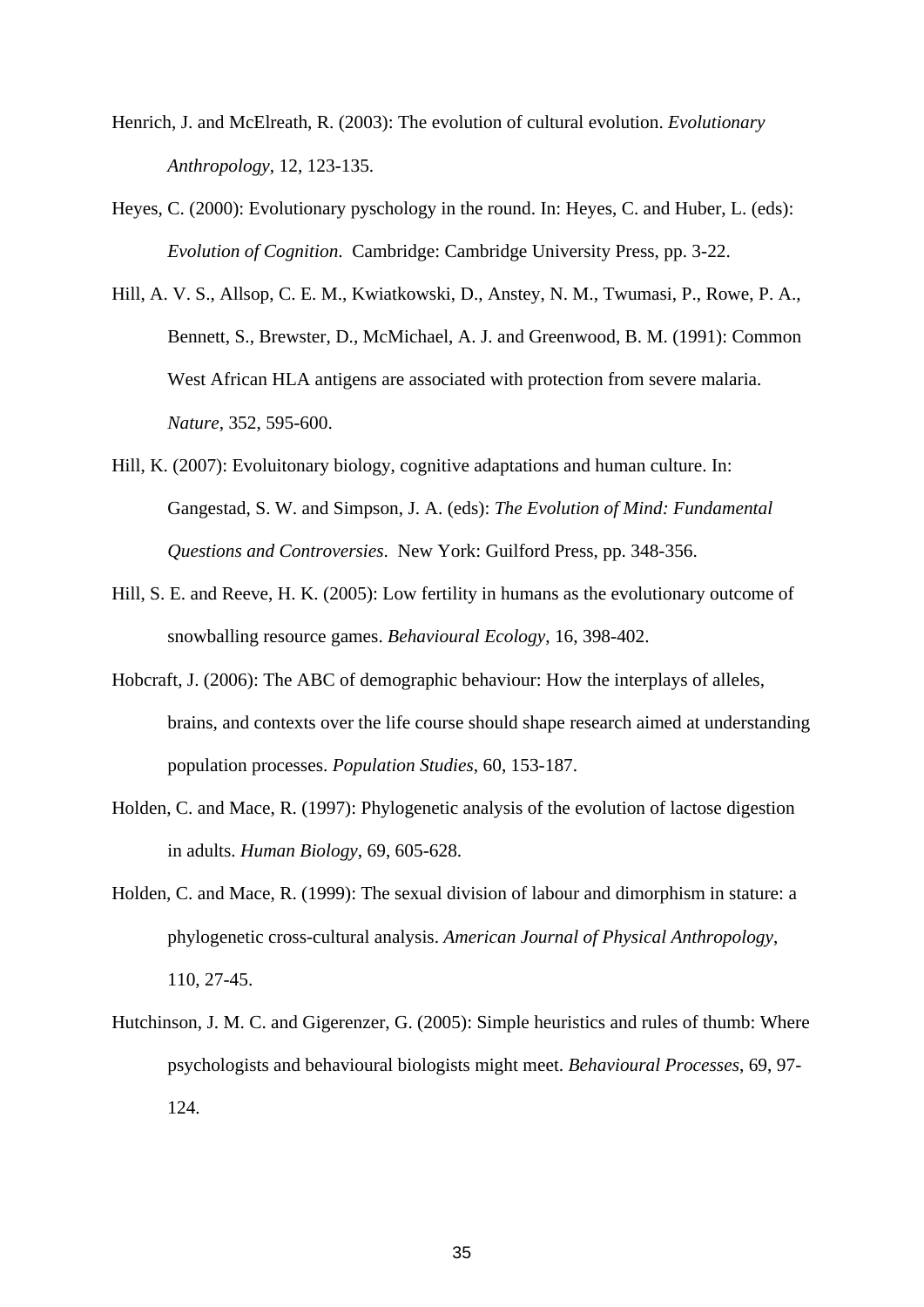Henrich, J. and McElreath, R. (2003): The evolution of cultural evolution. *Evolutionary Anthropology*, 12, 123-135.

Heyes, C. (2000): Evolutionary pyschology in the round. In: Heyes, C. and Huber, L. (eds): *Evolution of Cognition.* Cambridge: Cambridge University Press, pp. 3-22.

Hill, A. V. S., Allsop, C. E. M., Kwiatkowski, D., Anstey, N. M., Twumasi, P., Rowe, P. A., Bennett, S., Brewster, D., McMichael, A. J. and Greenwood, B. M. (1991): Common West African HLA antigens are associated with protection from severe malaria. *Nature*, 352, 595-600.

Hill, K. (2007): Evoluitonary biology, cognitive adaptations and human culture. In: Gangestad, S. W. and Simpson, J. A. (eds): *The Evolution of Mind: Fundamental Questions and Controversies*. New York: Guilford Press, pp. 348-356.

Hill, S. E. and Reeve, H. K. (2005): Low fertility in humans as the evolutionary outcome of snowballing resource games. *Behavioural Ecology*, 16, 398-402.

Hobcraft, J. (2006): The ABC of demographic behaviour: How the interplays of alleles, brains, and contexts over the life course should shape research aimed at understanding population processes. *Population Studies*, 60, 153-187.

Holden, C. and Mace, R. (1997): Phylogenetic analysis of the evolution of lactose digestion in adults. *Human Biology*, 69, 605-628.

Holden, C. and Mace, R. (1999): The sexual division of labour and dimorphism in stature: a phylogenetic cross-cultural analysis. *American Journal of Physical Anthropology*, 110, 27-45.

Hutchinson, J. M. C. and Gigerenzer, G. (2005): Simple heuristics and rules of thumb: Where psychologists and behavioural biologists might meet. *Behavioural Processes*, 69, 97-124.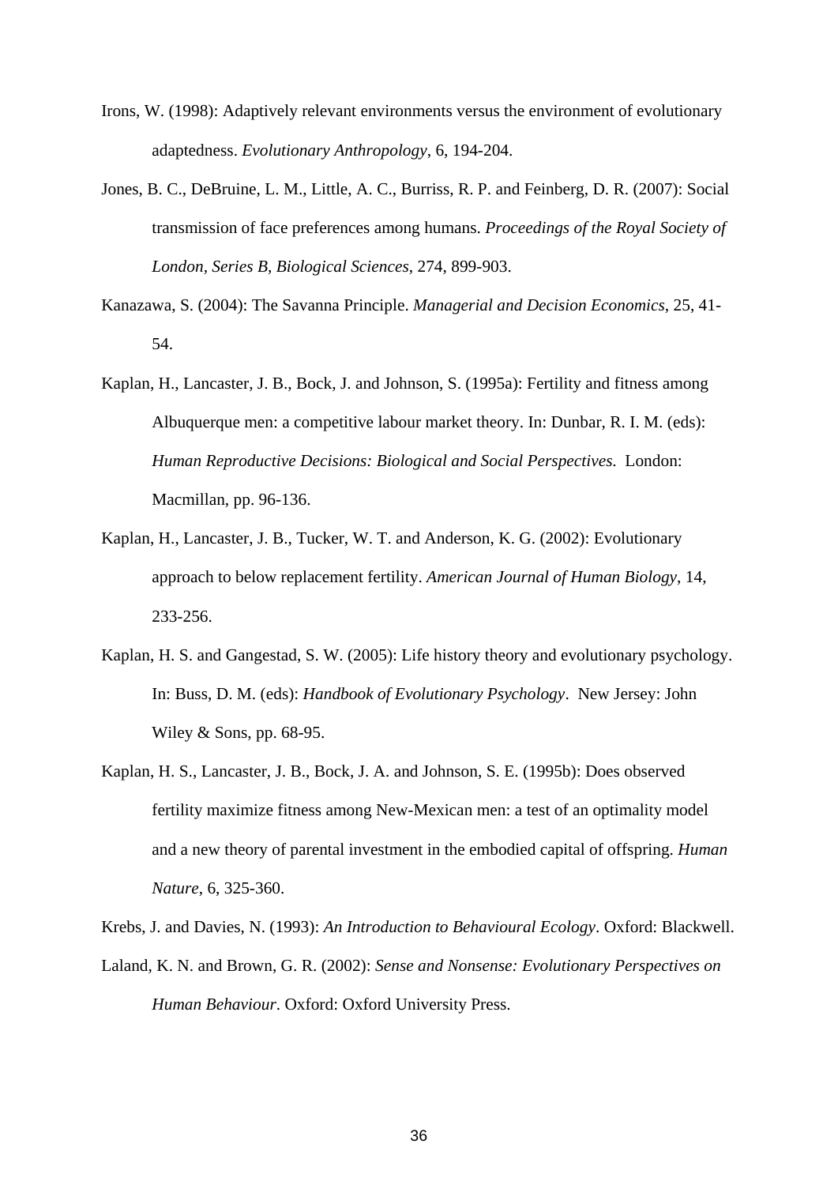Irons, W. (1998): Adaptively relevant environments versus the environment of evolutionary adaptedness. *Evolutionary Anthropology*, 6, 194-204.

Jones, B. C., DeBruine, L. M., Little, A. C., Burriss, R. P. and Feinberg, D. R. (2007): Social transmission of face preferences among humans. *Proceedings of the Royal Society of London, Series B, Biological Sciences*, 274, 899-903.

Kanazawa, S. (2004): The Savanna Principle. *Managerial and Decision Economics*, 25, 41-54.

Kaplan, H., Lancaster, J. B., Bock, J. and Johnson, S. (1995a): Fertility and fitness among Albuquerque men: a competitive labour market theory. In: Dunbar, R. I. M. (eds): *Human Reproductive Decisions: Biological and Social Perspectives.* London: Macmillan, pp. 96-136.

Kaplan, H., Lancaster, J. B., Tucker, W. T. and Anderson, K. G. (2002): Evolutionary approach to below replacement fertility. *American Journal of Human Biology*, 14, 233-256.

Kaplan, H. S. and Gangestad, S. W. (2005): Life history theory and evolutionary psychology. In: Buss, D. M. (eds): *Handbook of Evolutionary Psychology*. New Jersey: John Wiley & Sons, pp. 68-95.

Kaplan, H. S., Lancaster, J. B., Bock, J. A. and Johnson, S. E. (1995b): Does observed fertility maximize fitness among New-Mexican men: a test of an optimality model and a new theory of parental investment in the embodied capital of offspring. *Human Nature*, 6, 325-360.

Krebs, J. and Davies, N. (1993): *An Introduction to Behavioural Ecology*. Oxford: Blackwell.

Laland, K. N. and Brown, G. R. (2002): *Sense and Nonsense: Evolutionary Perspectives on Human Behaviour*. Oxford: Oxford University Press.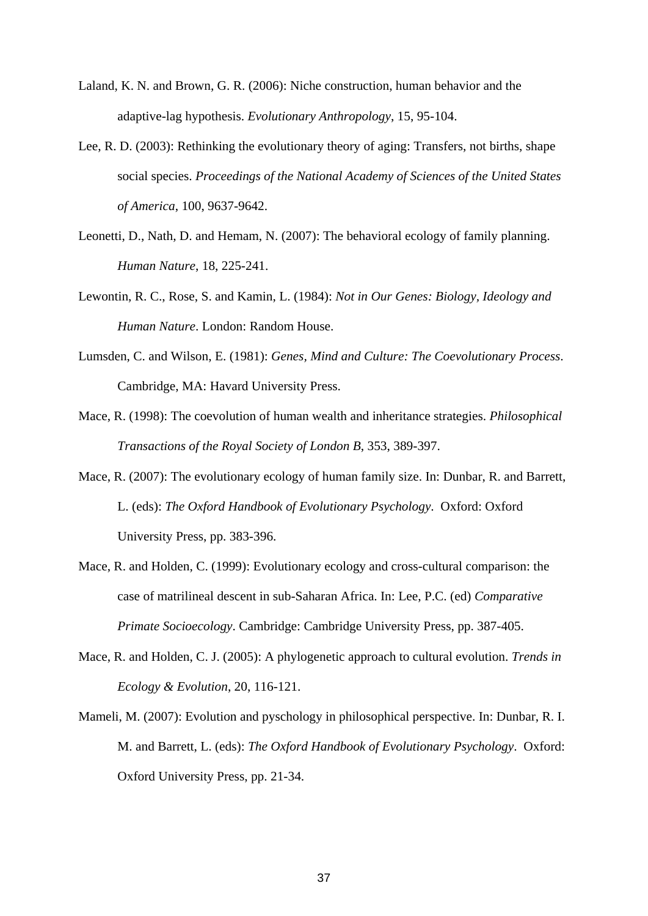Laland, K. N. and Brown, G. R. (2006): Niche construction, human behavior and the adaptive-lag hypothesis. *Evolutionary Anthropology*, 15, 95-104.

Lee, R. D. (2003): Rethinking the evolutionary theory of aging: Transfers, not births, shape social species. *Proceedings of the National Academy of Sciences of the United States of America*, 100, 9637-9642.

Leonetti, D., Nath, D. and Hemam, N. (2007): The behavioral ecology of family planning. *Human Nature*, 18, 225-241.

Lewontin, R. C., Rose, S. and Kamin, L. (1984): *Not in Our Genes: Biology, Ideology and Human Nature*. London: Random House.

Lumsden, C. and Wilson, E. (1981): *Genes, Mind and Culture: The Coevolutionary Process*. Cambridge, MA: Havard University Press.

Mace, R. (1998): The coevolution of human wealth and inheritance strategies. *Philosophical Transactions of the Royal Society of London B*, 353, 389-397.

Mace, R. (2007): The evolutionary ecology of human family size. In: Dunbar, R. and Barrett, L. (eds): *The Oxford Handbook of Evolutionary Psychology*. Oxford: Oxford University Press, pp. 383-396.

Mace, R. and Holden, C. (1999): Evolutionary ecology and cross-cultural comparison: the case of matrilineal descent in sub-Saharan Africa. In: Lee, P.C. (ed) *Comparative Primate Socioecology*. Cambridge: Cambridge University Press, pp. 387-405.

Mace, R. and Holden, C. J. (2005): A phylogenetic approach to cultural evolution. *Trends in Ecology & Evolution*, 20, 116-121.

Mameli, M. (2007): Evolution and pyschology in philosophical perspective. In: Dunbar, R. I. M. and Barrett, L. (eds): *The Oxford Handbook of Evolutionary Psychology*. Oxford: Oxford University Press, pp. 21-34.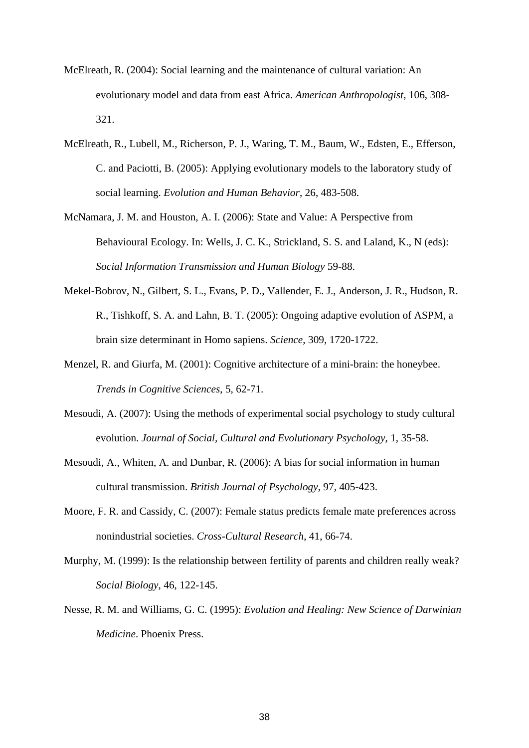McElreath, R. (2004): Social learning and the maintenance of cultural variation: An evolutionary model and data from east Africa. *American Anthropologist*, 106, 308-321.

McElreath, R., Lubell, M., Richerson, P. J., Waring, T. M., Baum, W., Edsten, E., Efferson, C. and Paciotti, B. (2005): Applying evolutionary models to the laboratory study of social learning. *Evolution and Human Behavior*, 26, 483-508.

McNamara, J. M. and Houston, A. I. (2006): State and Value: A Perspective from Behavioural Ecology. In: Wells, J. C. K., Strickland, S. S. and Laland, K., N (eds): *Social Information Transmission and Human Biology* 59-88.

Mekel-Bobrov, N., Gilbert, S. L., Evans, P. D., Vallender, E. J., Anderson, J. R., Hudson, R. R., Tishkoff, S. A. and Lahn, B. T. (2005): Ongoing adaptive evolution of ASPM, a brain size determinant in Homo sapiens. *Science*, 309, 1720-1722.

Menzel, R. and Giurfa, M. (2001): Cognitive architecture of a mini-brain: the honeybee. *Trends in Cognitive Sciences*, 5, 62-71.

Mesoudi, A. (2007): Using the methods of experimental social psychology to study cultural evolution. *Journal of Social, Cultural and Evolutionary Psychology*, 1, 35-58.

Mesoudi, A., Whiten, A. and Dunbar, R. (2006): A bias for social information in human cultural transmission. *British Journal of Psychology*, 97, 405-423.

Moore, F. R. and Cassidy, C. (2007): Female status predicts female mate preferences across nonindustrial societies. *Cross-Cultural Research*, 41, 66-74.

Murphy, M. (1999): Is the relationship between fertility of parents and children really weak? *Social Biology*, 46, 122-145.

Nesse, R. M. and Williams, G. C. (1995): *Evolution and Healing: New Science of Darwinian Medicine*. Phoenix Press.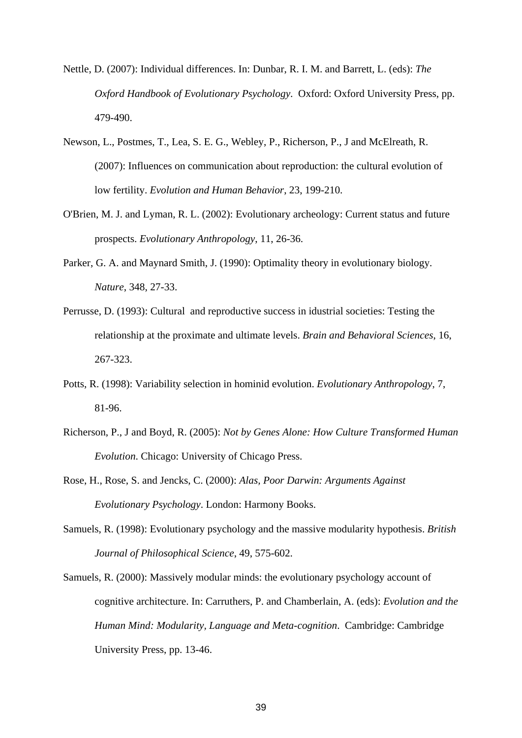Nettle, D. (2007): Individual differences. In: Dunbar, R. I. M. and Barrett, L. (eds): *The Oxford Handbook of Evolutionary Psychology*. Oxford: Oxford University Press, pp. 479-490.

Newson, L., Postmes, T., Lea, S. E. G., Webley, P., Richerson, P., J and McElreath, R. (2007): Influences on communication about reproduction: the cultural evolution of low fertility. *Evolution and Human Behavior*, 23, 199-210.

O'Brien, M. J. and Lyman, R. L. (2002): Evolutionary archeology: Current status and future prospects. *Evolutionary Anthropology*, 11, 26-36.

Parker, G. A. and Maynard Smith, J. (1990): Optimality theory in evolutionary biology. *Nature*, 348, 27-33.

Perrusse, D. (1993): Cultural and reproductive success in idustrial societies: Testing the relationship at the proximate and ultimate levels. *Brain and Behavioral Sciences*, 16, 267-323.

Potts, R. (1998): Variability selection in hominid evolution. *Evolutionary Anthropology*, 7, 81-96.

Richerson, P., J and Boyd, R. (2005): *Not by Genes Alone: How Culture Transformed Human Evolution*. Chicago: University of Chicago Press.

Rose, H., Rose, S. and Jencks, C. (2000): *Alas, Poor Darwin: Arguments Against Evolutionary Psychology*. London: Harmony Books.

Samuels, R. (1998): Evolutionary psychology and the massive modularity hypothesis. *British Journal of Philosophical Science*, 49, 575-602.

Samuels, R. (2000): Massively modular minds: the evolutionary psychology account of cognitive architecture. In: Carruthers, P. and Chamberlain, A. (eds): *Evolution and the Human Mind: Modularity, Language and Meta-cognition*. Cambridge: Cambridge University Press, pp. 13-46.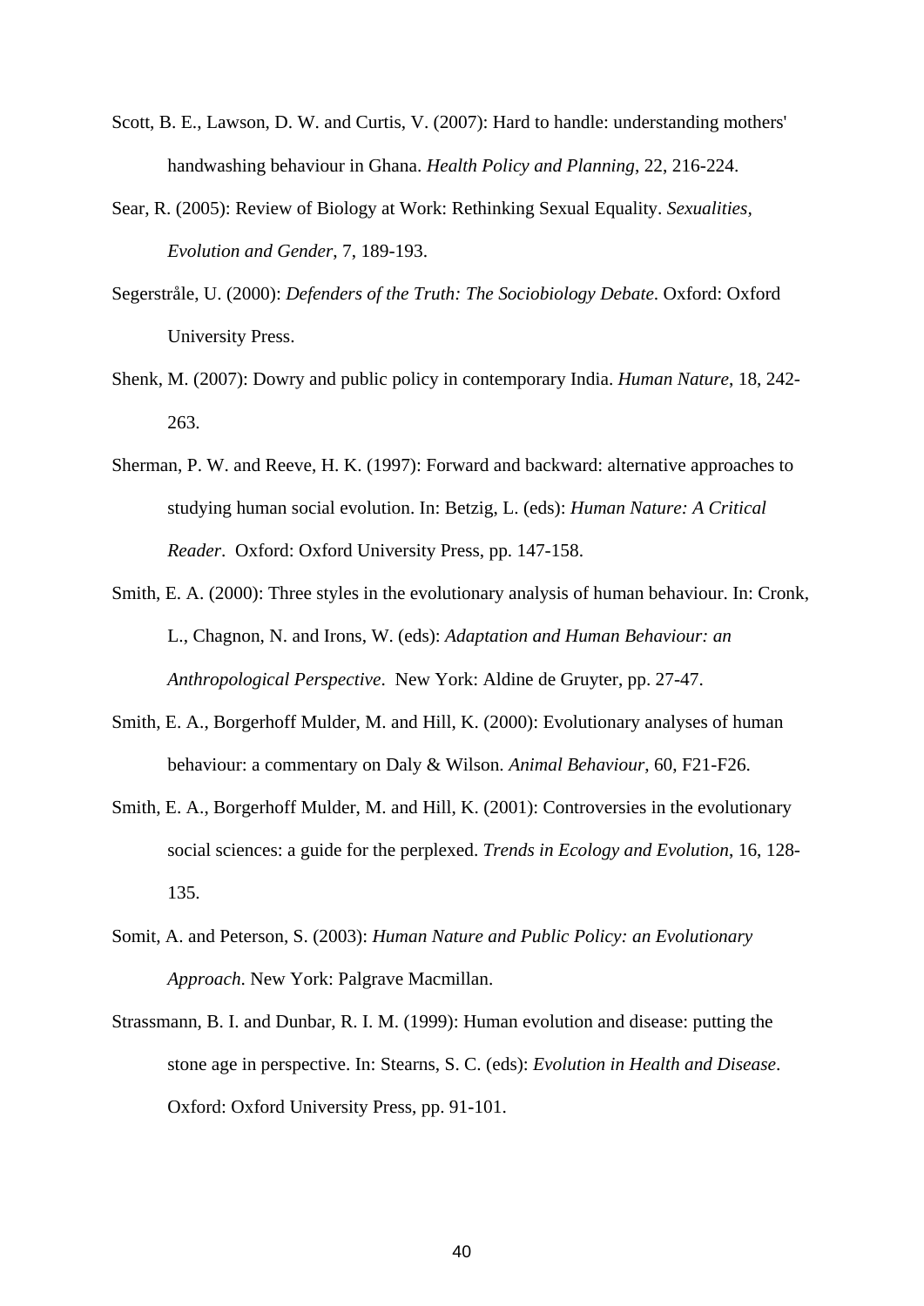Scott, B. E., Lawson, D. W. and Curtis, V. (2007): Hard to handle: understanding mothers' handwashing behaviour in Ghana. *Health Policy and Planning*, 22, 216-224.

Sear, R. (2005): Review of Biology at Work: Rethinking Sexual Equality. *Sexualities, Evolution and Gender*, 7, 189-193.

Segerstråle, U. (2000): *Defenders of the Truth: The Sociobiology Debate*. Oxford: Oxford University Press.

Shenk, M. (2007): Dowry and public policy in contemporary India. *Human Nature*, 18, 242-263.

Sherman, P. W. and Reeve, H. K. (1997): Forward and backward: alternative approaches to studying human social evolution. In: Betzig, L. (eds): *Human Nature: A Critical Reader*. Oxford: Oxford University Press, pp. 147-158.

Smith, E. A. (2000): Three styles in the evolutionary analysis of human behaviour. In: Cronk, L., Chagnon, N. and Irons, W. (eds): *Adaptation and Human Behaviour: an Anthropological Perspective*. New York: Aldine de Gruyter, pp. 27-47.

Smith, E. A., Borgerhoff Mulder, M. and Hill, K. (2000): Evolutionary analyses of human behaviour: a commentary on Daly & Wilson. *Animal Behaviour*, 60, F21-F26.

Smith, E. A., Borgerhoff Mulder, M. and Hill, K. (2001): Controversies in the evolutionary social sciences: a guide for the perplexed. *Trends in Ecology and Evolution*, 16, 128-135.

Somit, A. and Peterson, S. (2003): *Human Nature and Public Policy: an Evolutionary Approach*. New York: Palgrave Macmillan.

Strassmann, B. I. and Dunbar, R. I. M. (1999): Human evolution and disease: putting the stone age in perspective. In: Stearns, S. C. (eds): *Evolution in Health and Disease*. Oxford: Oxford University Press, pp. 91-101.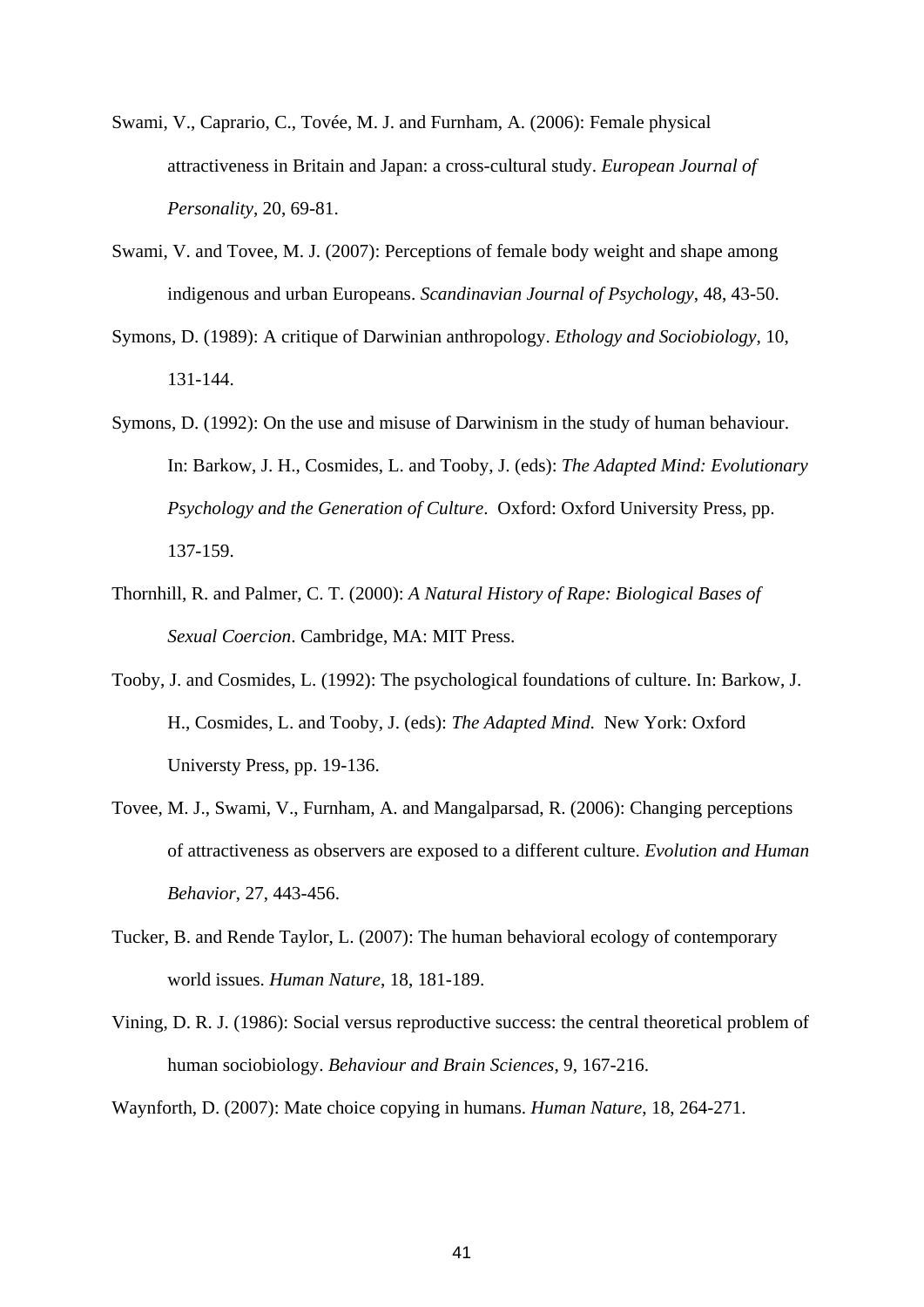Swami, V., Caprario, C., Tovée, M. J. and Furnham, A. (2006): Female physical attractiveness in Britain and Japan: a cross-cultural study. *European Journal of Personality*, 20, 69-81.

Swami, V. and Tovee, M. J. (2007): Perceptions of female body weight and shape among indigenous and urban Europeans. *Scandinavian Journal of Psychology*, 48, 43-50.

Symons, D. (1989): A critique of Darwinian anthropology. *Ethology and Sociobiology*, 10, 131-144.

Symons, D. (1992): On the use and misuse of Darwinism in the study of human behaviour. In: Barkow, J. H., Cosmides, L. and Tooby, J. (eds): *The Adapted Mind: Evolutionary Psychology and the Generation of Culture*. Oxford: Oxford University Press, pp. 137-159.

Thornhill, R. and Palmer, C. T. (2000): *A Natural History of Rape: Biological Bases of Sexual Coercion*. Cambridge, MA: MIT Press.

Tooby, J. and Cosmides, L. (1992): The psychological foundations of culture. In: Barkow, J. H., Cosmides, L. and Tooby, J. (eds): *The Adapted Mind.* New York: Oxford Universty Press, pp. 19-136.

Tovee, M. J., Swami, V., Furnham, A. and Mangalparsad, R. (2006): Changing perceptions of attractiveness as observers are exposed to a different culture. *Evolution and Human Behavior*, 27, 443-456.

Tucker, B. and Rende Taylor, L. (2007): The human behavioral ecology of contemporary world issues. *Human Nature*, 18, 181-189.

Vining, D. R. J. (1986): Social versus reproductive success: the central theoretical problem of human sociobiology. *Behaviour and Brain Sciences*, 9, 167-216.

Waynforth, D. (2007): Mate choice copying in humans. *Human Nature*, 18, 264-271.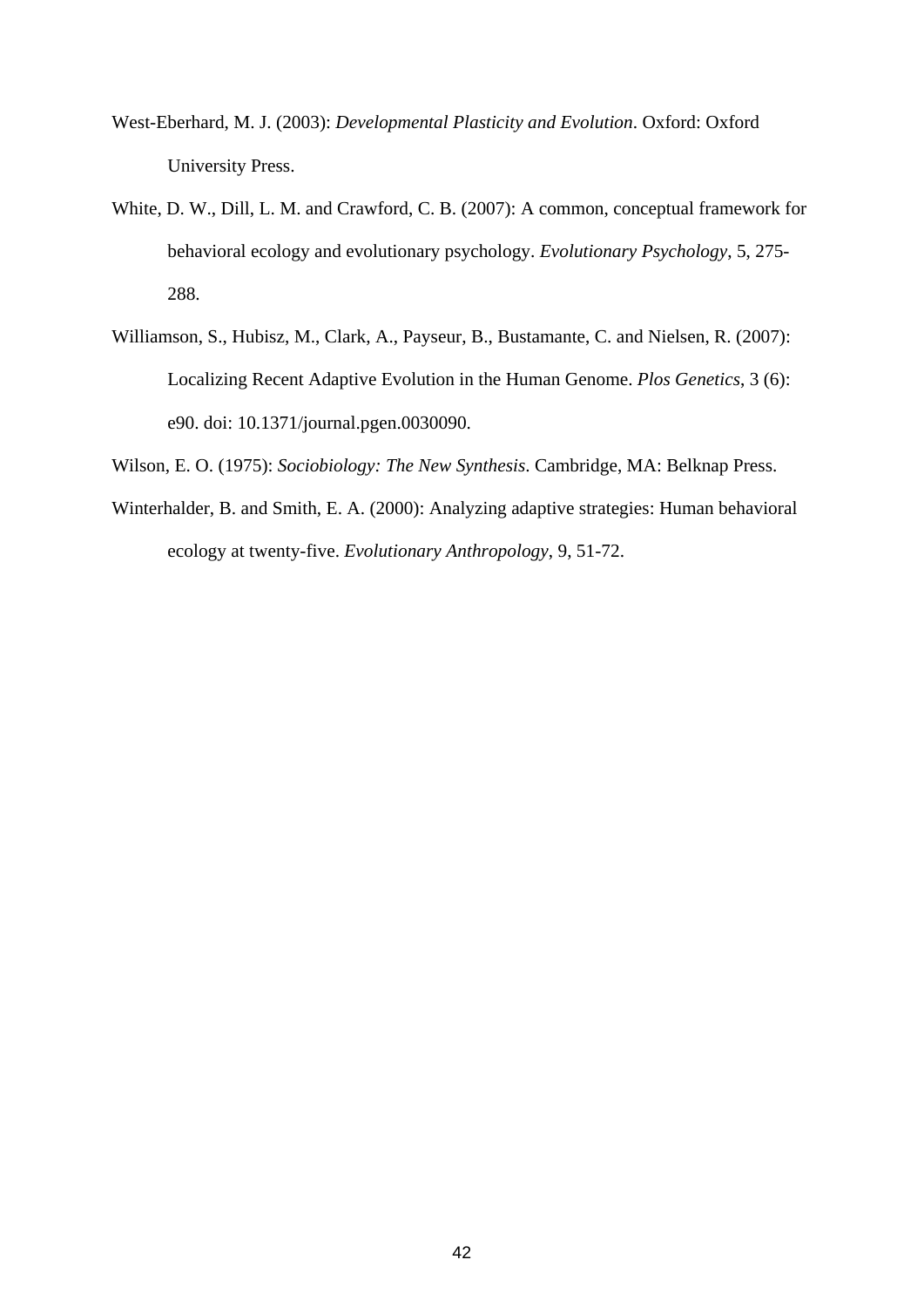West-Eberhard, M. J. (2003): *Developmental Plasticity and Evolution*. Oxford: Oxford University Press.

White, D. W., Dill, L. M. and Crawford, C. B. (2007): A common, conceptual framework for behavioral ecology and evolutionary psychology. *Evolutionary Psychology*, 5, 275-288.

Williamson, S., Hubisz, M., Clark, A., Payseur, B., Bustamante, C. and Nielsen, R. (2007): Localizing Recent Adaptive Evolution in the Human Genome. *Plos Genetics*, 3 (6): e90. doi: 10.1371/journal.pgen.0030090.

Wilson, E. O. (1975): *Sociobiology: The New Synthesis*. Cambridge, MA: Belknap Press.

Winterhalder, B. and Smith, E. A. (2000): Analyzing adaptive strategies: Human behavioral ecology at twenty-five. *Evolutionary Anthropology*, 9, 51-72.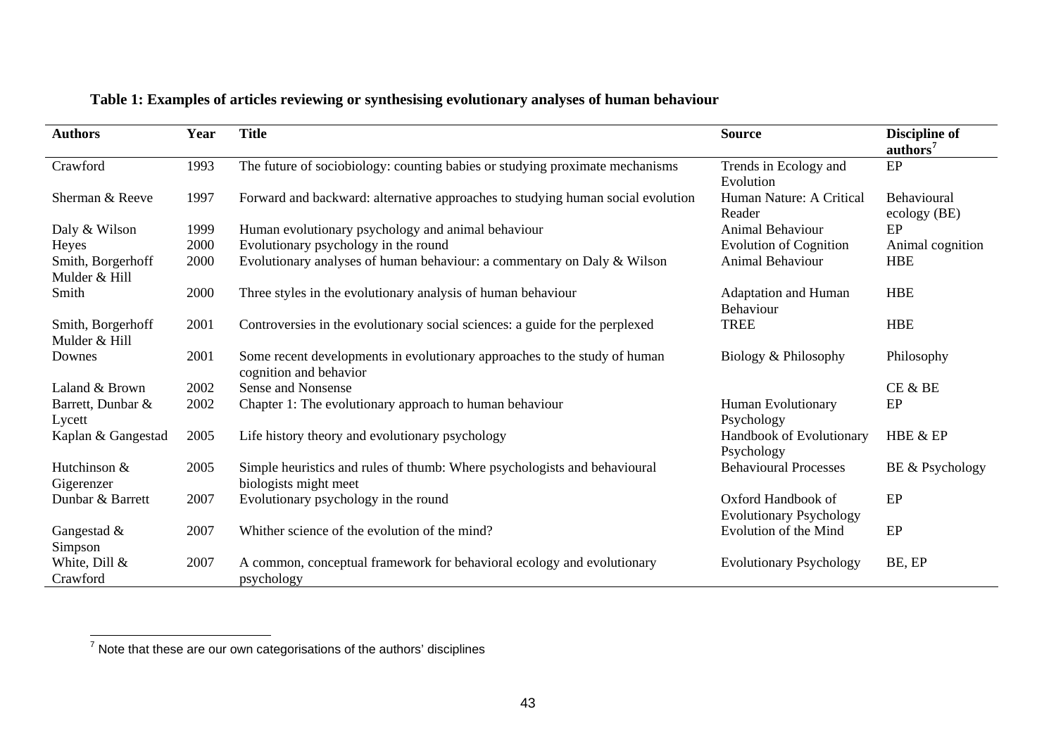**Table 1: Examples of articles reviewing or synthesising evolutionary analyses of human behaviour**

| Authors | Year | Title | Source | Discipline of authors[7] |
|---|---|---|---|---|
| Crawford | 1993 | The future of sociobiology: counting babies or studying proximate mechanisms | Trends in Ecology and Evolution | EP |
| Sherman & Reeve | 1997 | Forward and backward: alternative approaches to studying human social evolution | Human Nature: A Critical Reader | Behavioural ecology (BE) |
| Daly & Wilson | 1999 | Human evolutionary psychology and animal behaviour | Animal Behaviour | EP |
| Heyes | 2000 | Evolutionary psychology in the round | Evolution of Cognition | Animal cognition |
| Smith, Borgerhoff Mulder & Hill | 2000 | Evolutionary analyses of human behaviour: a commentary on Daly & Wilson | Animal Behaviour | HBE |
| Smith | 2000 | Three styles in the evolutionary analysis of human behaviour | Adaptation and Human Behaviour | HBE |
| Smith, Borgerhoff Mulder & Hill | 2001 | Controversies in the evolutionary social sciences: a guide for the perplexed | TREE | HBE |
| Downes | 2001 | Some recent developments in evolutionary approaches to the study of human cognition and behavior | Biology & Philosophy | Philosophy |
| Laland & Brown | 2002 | Sense and Nonsense | | CE & BE |
| Barrett, Dunbar & Lycett | 2002 | Chapter 1: The evolutionary approach to human behaviour | Human Evolutionary Psychology | EP |
| Kaplan & Gangestad | 2005 | Life history theory and evolutionary psychology | Handbook of Evolutionary Psychology | HBE & EP |
| Hutchinson & Gigerenzer | 2005 | Simple heuristics and rules of thumb: Where psychologists and behavioural biologists might meet | Behavioural Processes | BE & Psychology |
| Dunbar & Barrett | 2007 | Evolutionary psychology in the round | Oxford Handbook of Evolutionary Psychology | EP |
| Gangestad & Simpson | 2007 | Whither science of the evolution of the mind? | Evolution of the Mind | EP |
| White, Dill & Crawford | 2007 | A common, conceptual framework for behavioral ecology and evolutionary psychology | Evolutionary Psychology | BE, EP |

[7] Note that these are our own categorisations of the authors' disciplines